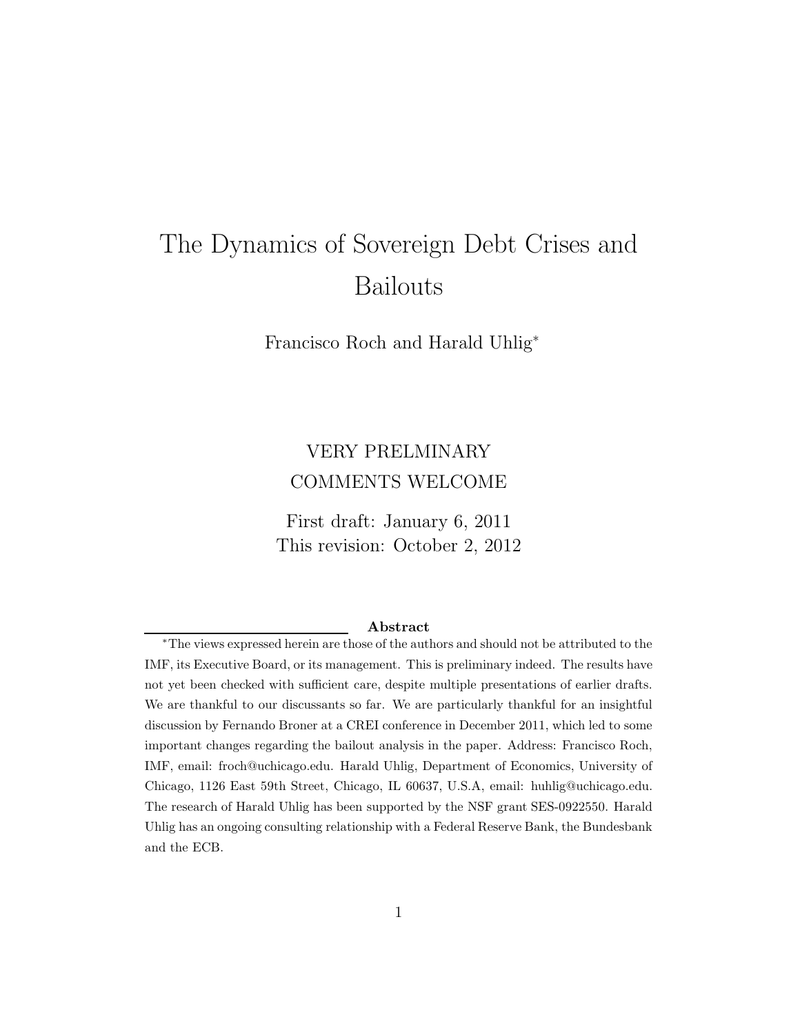# The Dynamics of Sovereign Debt Crises and Bailouts

Francisco Roch and Harald Uhlig*

VERY PRELMINARY
COMMENTS WELCOME

First draft: January 6, 2011
This revision: October 2, 2012

**Abstract**

*The views expressed herein are those of the authors and should not be attributed to the IMF, its Executive Board, or its management. This is preliminary indeed. The results have not yet been checked with sufficient care, despite multiple presentations of earlier drafts. We are thankful to our discussants so far. We are particularly thankful for an insightful discussion by Fernando Broner at a CREI conference in December 2011, which led to some important changes regarding the bailout analysis in the paper. Address: Francisco Roch, IMF, email: froch@uchicago.edu. Harald Uhlig, Department of Economics, University of Chicago, 1126 East 59th Street, Chicago, IL 60637, U.S.A, email: huhlig@uchicago.edu. The research of Harald Uhlig has been supported by the NSF grant SES-0922550. Harald Uhlig has an ongoing consulting relationship with a Federal Reserve Bank, the Bundesbank and the ECB.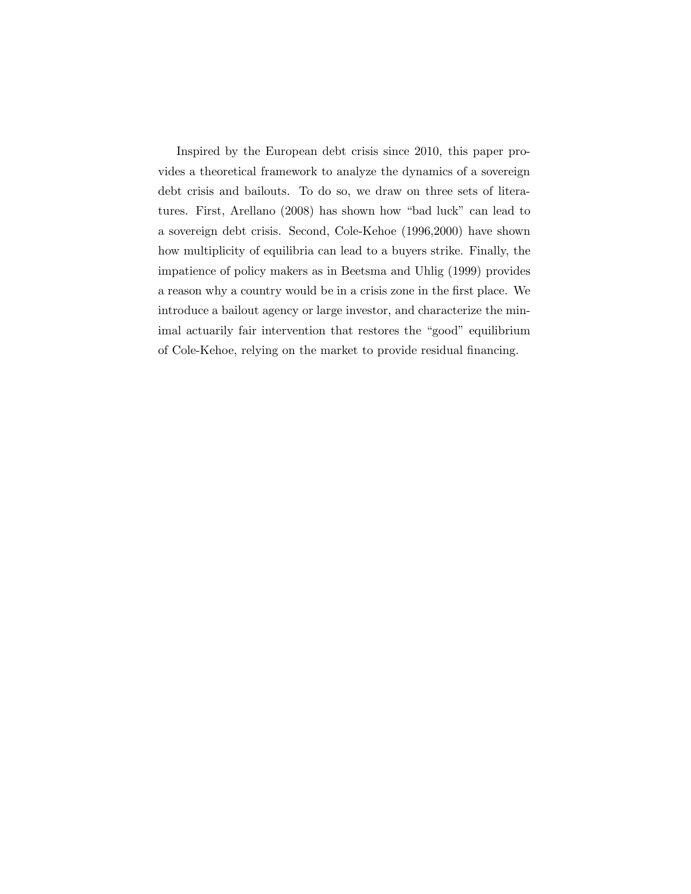Inspired by the European debt crisis since 2010, this paper provides a theoretical framework to analyze the dynamics of a sovereign debt crisis and bailouts. To do so, we draw on three sets of literatures. First, Arellano (2008) has shown how "bad luck" can lead to a sovereign debt crisis. Second, Cole-Kehoe (1996,2000) have shown how multiplicity of equilibria can lead to a buyers strike. Finally, the impatience of policy makers as in Beetsma and Uhlig (1999) provides a reason why a country would be in a crisis zone in the first place. We introduce a bailout agency or large investor, and characterize the minimal actuarily fair intervention that restores the "good" equilibrium of Cole-Kehoe, relying on the market to provide residual financing.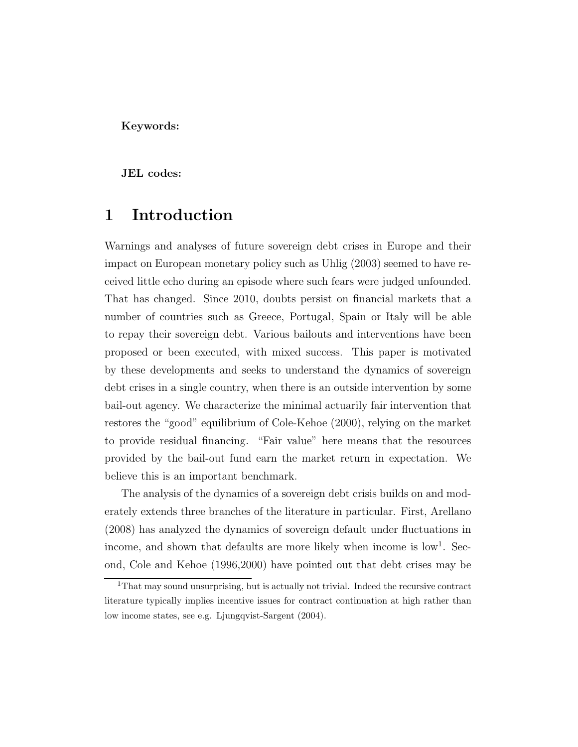**Keywords:**

**JEL codes:**

# 1 Introduction

Warnings and analyses of future sovereign debt crises in Europe and their impact on European monetary policy such as Uhlig (2003) seemed to have received little echo during an episode where such fears were judged unfounded. That has changed. Since 2010, doubts persist on financial markets that a number of countries such as Greece, Portugal, Spain or Italy will be able to repay their sovereign debt. Various bailouts and interventions have been proposed or been executed, with mixed success. This paper is motivated by these developments and seeks to understand the dynamics of sovereign debt crises in a single country, when there is an outside intervention by some bail-out agency. We characterize the minimal actuarily fair intervention that restores the "good" equilibrium of Cole-Kehoe (2000), relying on the market to provide residual financing. "Fair value" here means that the resources provided by the bail-out fund earn the market return in expectation. We believe this is an important benchmark.

The analysis of the dynamics of a sovereign debt crisis builds on and moderately extends three branches of the literature in particular. First, Arellano (2008) has analyzed the dynamics of sovereign default under fluctuations in income, and shown that defaults are more likely when income is low[1]. Second, Cole and Kehoe (1996,2000) have pointed out that debt crises may be

[1] That may sound unsurprising, but is actually not trivial. Indeed the recursive contract literature typically implies incentive issues for contract continuation at high rather than low income states, see e.g. Ljungqvist-Sargent (2004).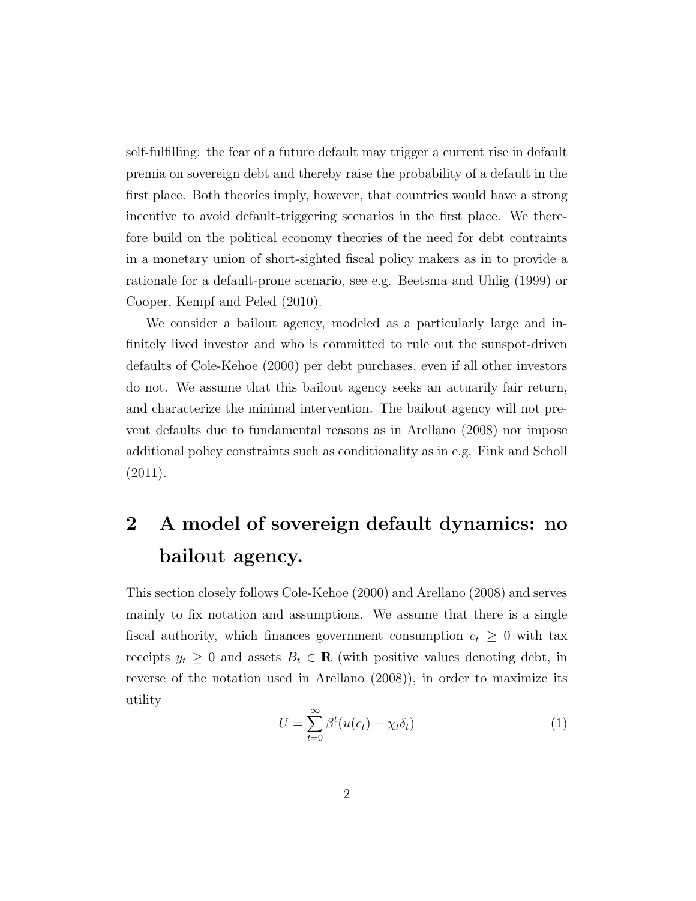self-fulfilling: the fear of a future default may trigger a current rise in default premia on sovereign debt and thereby raise the probability of a default in the first place. Both theories imply, however, that countries would have a strong incentive to avoid default-triggering scenarios in the first place. We therefore build on the political economy theories of the need for debt contraints in a monetary union of short-sighted fiscal policy makers as in to provide a rationale for a default-prone scenario, see e.g. Beetsma and Uhlig (1999) or Cooper, Kempf and Peled (2010).

We consider a bailout agency, modeled as a particularly large and infinitely lived investor and who is committed to rule out the sunspot-driven defaults of Cole-Kehoe (2000) per debt purchases, even if all other investors do not. We assume that this bailout agency seeks an actuarily fair return, and characterize the minimal intervention. The bailout agency will not prevent defaults due to fundamental reasons as in Arellano (2008) nor impose additional policy constraints such as conditionality as in e.g. Fink and Scholl (2011).

## 2 A model of sovereign default dynamics: no bailout agency.

This section closely follows Cole-Kehoe (2000) and Arellano (2008) and serves mainly to fix notation and assumptions. We assume that there is a single fiscal authority, which finances government consumption $c_t \geq 0$ with tax receipts $y_t \geq 0$ and assets $B_t \in \mathbf{R}$ (with positive values denoting debt, in reverse of the notation used in Arellano (2008)), in order to maximize its utility

$$U = \sum_{t=0}^{\infty} \beta^t (u(c_t) - \chi_t \delta_t) \tag{1}$$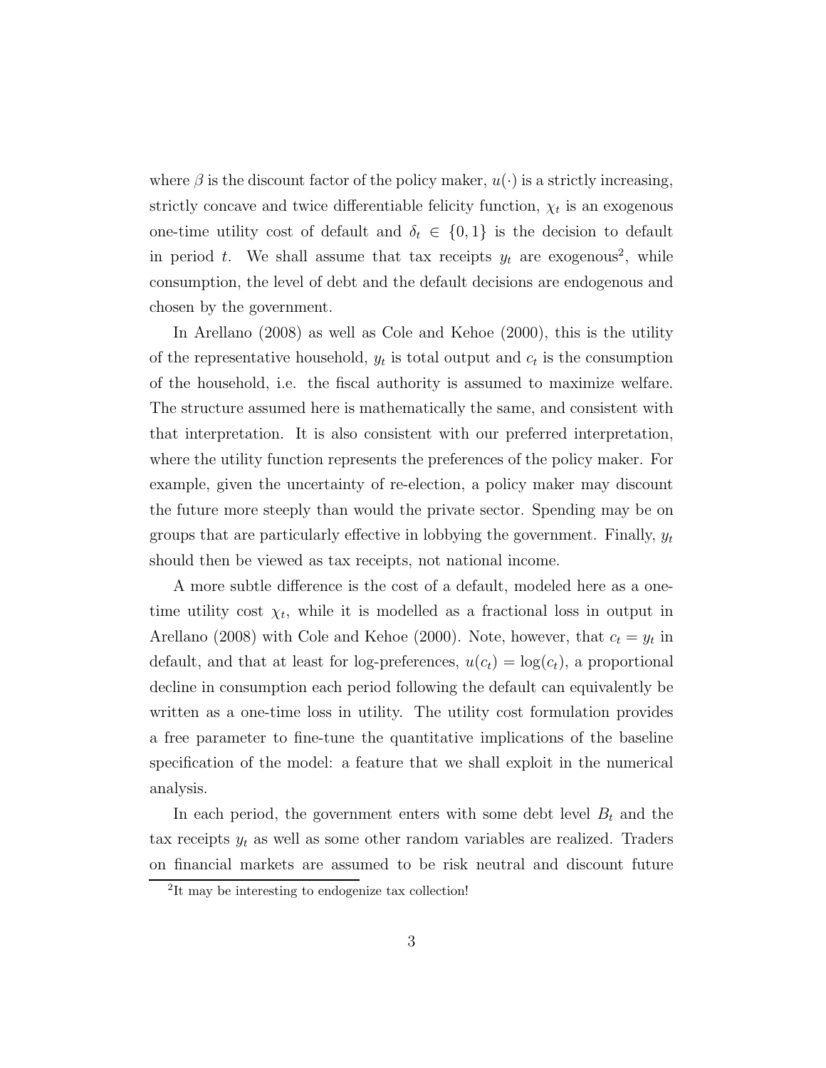where $\beta$ is the discount factor of the policy maker, $u(\cdot)$ is a strictly increasing, strictly concave and twice differentiable felicity function, $\chi_t$ is an exogenous one-time utility cost of default and $\delta_t \in \{0, 1\}$ is the decision to default in period $t$. We shall assume that tax receipts $y_t$ are exogenous[2], while consumption, the level of debt and the default decisions are endogenous and chosen by the government.

In Arellano (2008) as well as Cole and Kehoe (2000), this is the utility of the representative household, $y_t$ is total output and $c_t$ is the consumption of the household, i.e. the fiscal authority is assumed to maximize welfare. The structure assumed here is mathematically the same, and consistent with that interpretation. It is also consistent with our preferred interpretation, where the utility function represents the preferences of the policy maker. For example, given the uncertainty of re-election, a policy maker may discount the future more steeply than would the private sector. Spending may be on groups that are particularly effective in lobbying the government. Finally, $y_t$ should then be viewed as tax receipts, not national income.

A more subtle difference is the cost of a default, modeled here as a one-time utility cost $\chi_t$, while it is modelled as a fractional loss in output in Arellano (2008) with Cole and Kehoe (2000). Note, however, that $c_t = y_t$ in default, and that at least for log-preferences, $u(c_t) = \log(c_t)$, a proportional decline in consumption each period following the default can equivalently be written as a one-time loss in utility. The utility cost formulation provides a free parameter to fine-tune the quantitative implications of the baseline specification of the model: a feature that we shall exploit in the numerical analysis.

In each period, the government enters with some debt level $B_t$ and the tax receipts $y_t$ as well as some other random variables are realized. Traders on financial markets are assumed to be risk neutral and discount future

[2] It may be interesting to endogenize tax collection!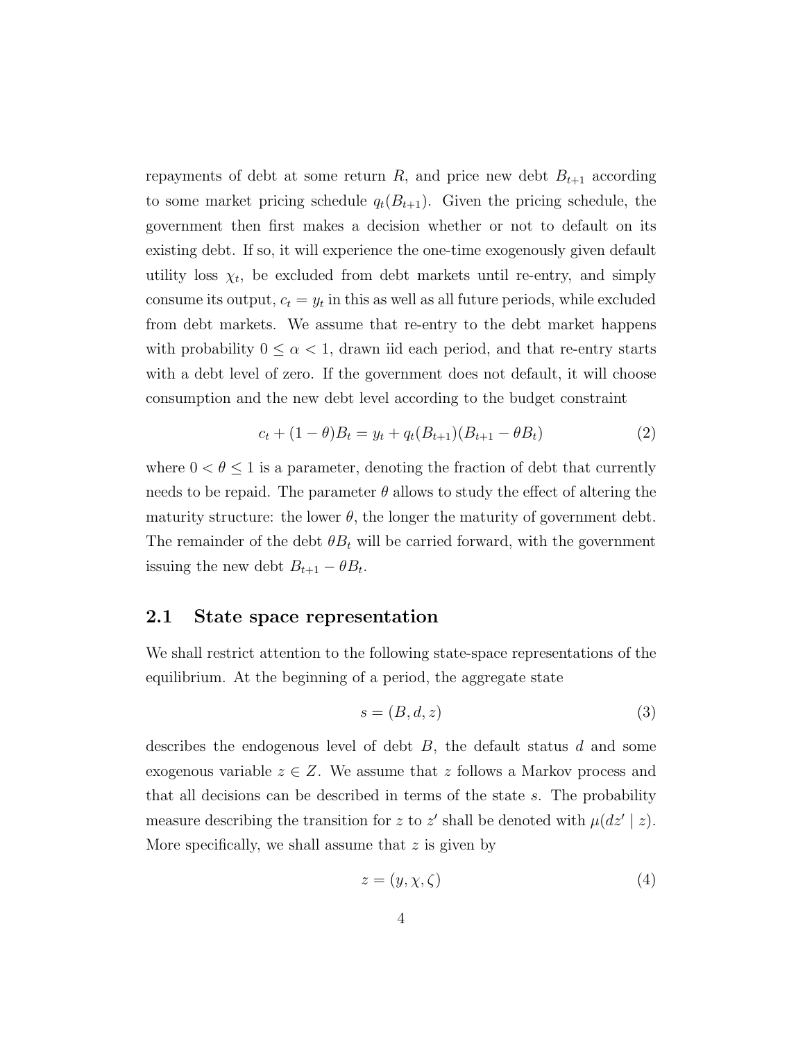repayments of debt at some return $R$, and price new debt $B_{t+1}$ according to some market pricing schedule $q_t(B_{t+1})$. Given the pricing schedule, the government then first makes a decision whether or not to default on its existing debt. If so, it will experience the one-time exogenously given default utility loss $\chi_t$, be excluded from debt markets until re-entry, and simply consume its output, $c_t = y_t$ in this as well as all future periods, while excluded from debt markets. We assume that re-entry to the debt market happens with probability $0 \leq \alpha < 1$, drawn iid each period, and that re-entry starts with a debt level of zero. If the government does not default, it will choose consumption and the new debt level according to the budget constraint

$$c_t + (1 - \theta)B_t = y_t + q_t(B_{t+1})(B_{t+1} - \theta B_t) \tag{2}$$

where $0 < \theta \leq 1$ is a parameter, denoting the fraction of debt that currently needs to be repaid. The parameter $\theta$ allows to study the effect of altering the maturity structure: the lower $\theta$, the longer the maturity of government debt. The remainder of the debt $\theta B_t$ will be carried forward, with the government issuing the new debt $B_{t+1} - \theta B_t$.

## 2.1 State space representation

We shall restrict attention to the following state-space representations of the equilibrium. At the beginning of a period, the aggregate state

$$s = (B, d, z) \tag{3}$$

describes the endogenous level of debt $B$, the default status $d$ and some exogenous variable $z \in Z$. We assume that $z$ follows a Markov process and that all decisions can be described in terms of the state $s$. The probability measure describing the transition for $z$ to $z'$ shall be denoted with $\mu(dz' \mid z)$. More specifically, we shall assume that $z$ is given by

$$z = (y, \chi, \zeta) \tag{4}$$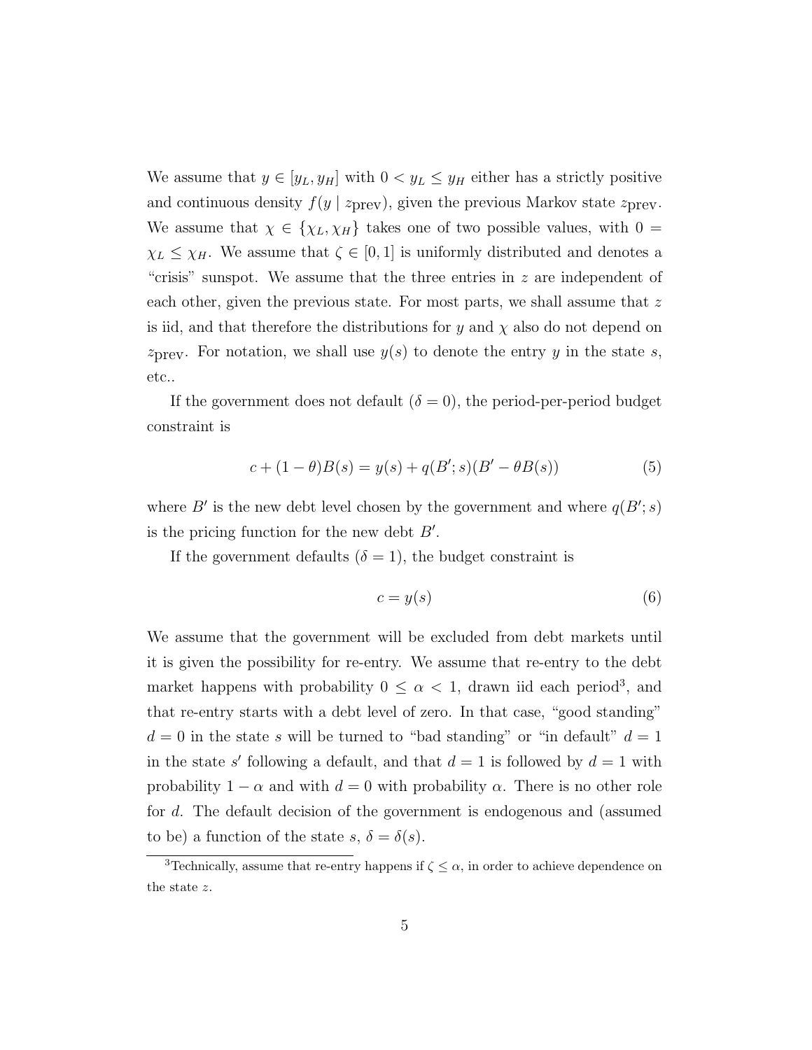We assume that $y \in [y_L, y_H]$ with $0 < y_L \leq y_H$ either has a strictly positive and continuous density $f(y \mid z_{\text{prev}})$, given the previous Markov state $z_{\text{prev}}$. We assume that $\chi \in \{\chi_L, \chi_H\}$ takes one of two possible values, with $0 = \chi_L \leq \chi_H$. We assume that $\zeta \in [0, 1]$ is uniformly distributed and denotes a "crisis" sunspot. We assume that the three entries in $z$ are independent of each other, given the previous state. For most parts, we shall assume that $z$ is iid, and that therefore the distributions for $y$ and $\chi$ also do not depend on $z_{\text{prev}}$. For notation, we shall use $y(s)$ to denote the entry $y$ in the state $s$, etc..

If the government does not default ($\delta = 0$), the period-per-period budget constraint is

$$c + (1 - \theta)B(s) = y(s) + q(B'; s)(B' - \theta B(s)) \tag{5}$$

where $B'$ is the new debt level chosen by the government and where $q(B'; s)$ is the pricing function for the new debt $B'$.

If the government defaults ($\delta = 1$), the budget constraint is

$$c = y(s) \tag{6}$$

We assume that the government will be excluded from debt markets until it is given the possibility for re-entry. We assume that re-entry to the debt market happens with probability $0 \leq \alpha < 1$, drawn iid each period[3], and that re-entry starts with a debt level of zero. In that case, "good standing" $d = 0$ in the state $s$ will be turned to "bad standing" or "in default" $d = 1$ in the state $s'$ following a default, and that $d = 1$ is followed by $d = 1$ with probability $1 - \alpha$ and with $d = 0$ with probability $\alpha$. There is no other role for $d$. The default decision of the government is endogenous and (assumed to be) a function of the state $s$, $\delta = \delta(s)$.

[3] Technically, assume that re-entry happens if $\zeta \leq \alpha$, in order to achieve dependence on the state $z$.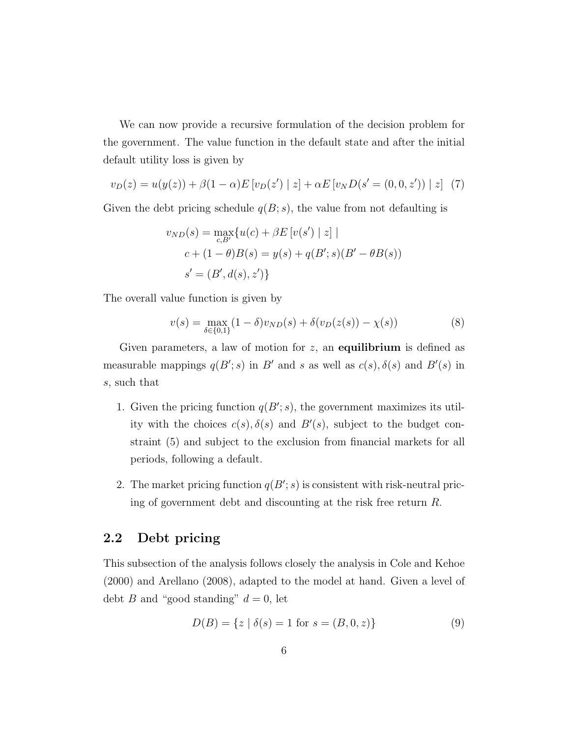We can now provide a recursive formulation of the decision problem for the government. The value function in the default state and after the initial default utility loss is given by

$$v_D(z) = u(y(z)) + \beta(1-\alpha)E\left[v_D(z') \mid z\right] + \alpha E\left[v_N D(s' = (0, 0, z')) \mid z\right] \quad (7)$$

Given the debt pricing schedule $q(B; s)$, the value from not defaulting is

$$\begin{aligned} v_{ND}(s) = \max_{c,B'} \{ & u(c) + \beta E\left[v(s') \mid z\right] \mid \\ & c + (1-\theta)B(s) = y(s) + q(B'; s)(B' - \theta B(s)) \\ & s' = (B', d(s), z')\} \end{aligned}$$

The overall value function is given by

$$v(s) = \max_{\delta \in \{0,1\}} (1-\delta) v_{ND}(s) + \delta(v_D(z(s)) - \chi(s)) \quad (8)$$

Given parameters, a law of motion for $z$, an **equilibrium** is defined as measurable mappings $q(B'; s)$ in $B'$ and $s$ as well as $c(s), \delta(s)$ and $B'(s)$ in $s$, such that

1. Given the pricing function $q(B'; s)$, the government maximizes its utility with the choices $c(s), \delta(s)$ and $B'(s)$, subject to the budget constraint (5) and subject to the exclusion from financial markets for all periods, following a default.
2. The market pricing function $q(B'; s)$ is consistent with risk-neutral pricing of government debt and discounting at the risk free return $R$.

## 2.2 Debt pricing

This subsection of the analysis follows closely the analysis in Cole and Kehoe (2000) and Arellano (2008), adapted to the model at hand. Given a level of debt $B$ and "good standing" $d = 0$, let

$$D(B) = \{z \mid \delta(s) = 1 \text{ for } s = (B, 0, z)\} \quad (9)$$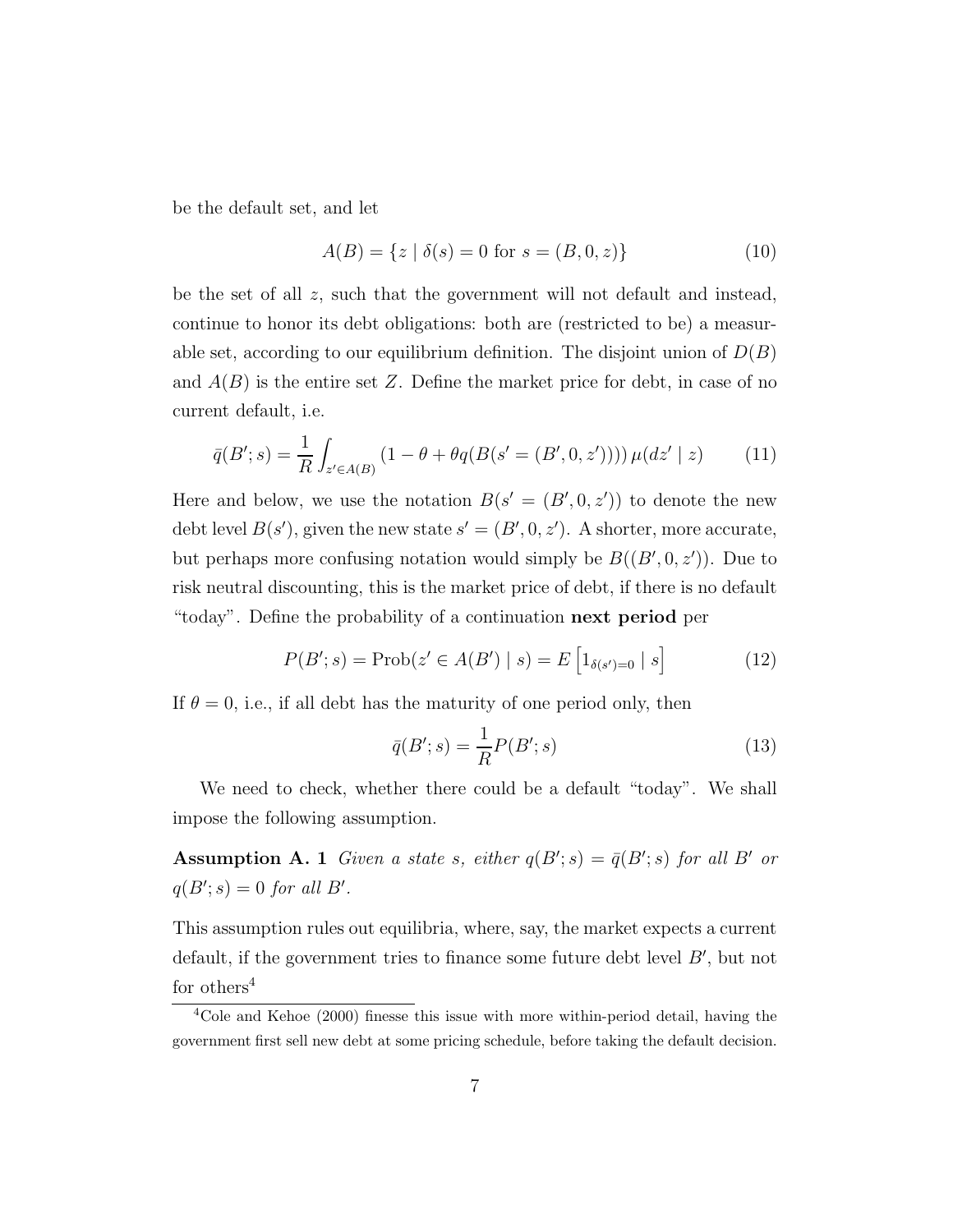be the default set, and let

$$A(B) = \{z \mid \delta(s) = 0 \text{ for } s = (B, 0, z)\} \tag{10}$$

be the set of all $z$, such that the government will not default and instead, continue to honor its debt obligations: both are (restricted to be) a measurable set, according to our equilibrium definition. The disjoint union of $D(B)$ and $A(B)$ is the entire set $Z$. Define the market price for debt, in case of no current default, i.e.

$$\bar{q}(B'; s) = \frac{1}{R} \int_{z' \in A(B)} (1 - \theta + \theta q(B(s' = (B', 0, z')))) \, \mu(dz' \mid z) \tag{11}$$

Here and below, we use the notation $B(s' = (B', 0, z'))$ to denote the new debt level $B(s')$, given the new state $s' = (B', 0, z')$. A shorter, more accurate, but perhaps more confusing notation would simply be $B((B', 0, z'))$. Due to risk neutral discounting, this is the market price of debt, if there is no default "today". Define the probability of a continuation **next period** per

$$P(B'; s) = \text{Prob}(z' \in A(B') \mid s) = E\left[1_{\delta(s')=0} \mid s\right] \tag{12}$$

If $\theta = 0$, i.e., if all debt has the maturity of one period only, then

$$\bar{q}(B'; s) = \frac{1}{R} P(B'; s) \tag{13}$$

We need to check, whether there could be a default "today". We shall impose the following assumption.

**Assumption A. 1** *Given a state $s$, either $q(B'; s) = \bar{q}(B'; s)$ for all $B'$ or $q(B'; s) = 0$ for all $B'$.*

This assumption rules out equilibria, where, say, the market expects a current default, if the government tries to finance some future debt level $B'$, but not for others[4]

[4] Cole and Kehoe (2000) finesse this issue with more within-period detail, having the government first sell new debt at some pricing schedule, before taking the default decision.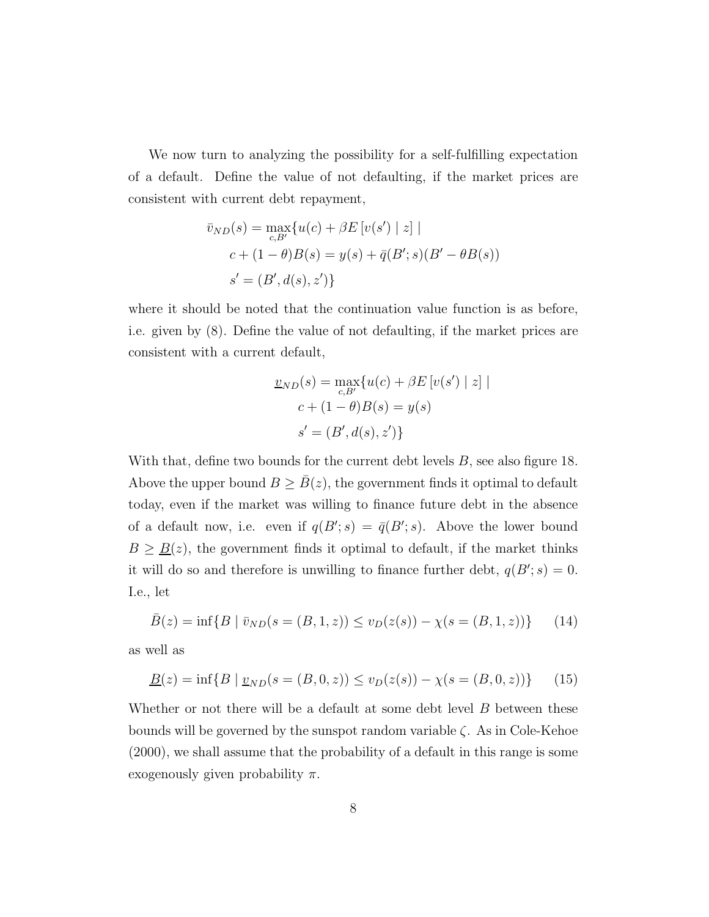We now turn to analyzing the possibility for a self-fulfilling expectation of a default. Define the value of not defaulting, if the market prices are consistent with current debt repayment,

$$
\begin{aligned}
\bar{v}_{ND}(s) = \max_{c,B'} \{ & u(c) + \beta E\left[v(s') \mid z\right] \mid \\
& c + (1-\theta)B(s) = y(s) + \bar{q}(B';s)(B' - \theta B(s)) \\
& s' = (B', d(s), z') \}
\end{aligned}
$$

where it should be noted that the continuation value function is as before, i.e. given by (8). Define the value of not defaulting, if the market prices are consistent with a current default,

$$
\begin{aligned}
\underline{v}_{ND}(s) = \max_{c,B'} \{ & u(c) + \beta E\left[v(s') \mid z\right] \mid \\
& c + (1-\theta)B(s) = y(s) \\
& s' = (B', d(s), z') \}
\end{aligned}
$$

With that, define two bounds for the current debt levels $B$, see also figure 18. Above the upper bound $B \geq \bar{B}(z)$, the government finds it optimal to default today, even if the market was willing to finance future debt in the absence of a default now, i.e. even if $q(B';s) = \bar{q}(B';s)$. Above the lower bound $B \geq \underline{B}(z)$, the government finds it optimal to default, if the market thinks it will do so and therefore is unwilling to finance further debt, $q(B';s) = 0$. I.e., let

$$
\bar{B}(z) = \inf\{B \mid \bar{v}_{ND}(s = (B, 1, z)) \leq v_D(z(s)) - \chi(s = (B, 1, z))\} \tag{14}
$$

as well as

$$
\underline{B}(z) = \inf\{B \mid \underline{v}_{ND}(s = (B, 0, z)) \leq v_D(z(s)) - \chi(s = (B, 0, z))\} \tag{15}
$$

Whether or not there will be a default at some debt level $B$ between these bounds will be governed by the sunspot random variable $\zeta$. As in Cole-Kehoe (2000), we shall assume that the probability of a default in this range is some exogenously given probability $\pi$.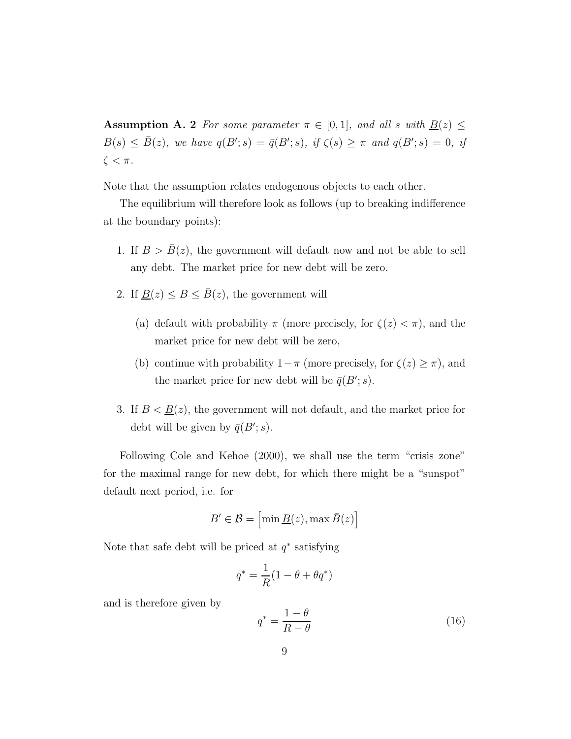**Assumption A. 2** *For some parameter $\pi \in [0,1]$, and all $s$ with $\underline{B}(z) \leq B(s) \leq \bar{B}(z)$, we have $q(B';s) = \bar{q}(B';s)$, if $\zeta(s) \geq \pi$ and $q(B';s) = 0$, if $\zeta < \pi$.*

Note that the assumption relates endogenous objects to each other.

The equilibrium will therefore look as follows (up to breaking indifference at the boundary points):

1. If $B > \bar{B}(z)$, the government will default now and not be able to sell any debt. The market price for new debt will be zero.
2. If $\underline{B}(z) \leq B \leq \bar{B}(z)$, the government will
   (a) default with probability $\pi$ (more precisely, for $\zeta(z) < \pi$), and the market price for new debt will be zero,
   (b) continue with probability $1-\pi$ (more precisely, for $\zeta(z) \geq \pi$), and the market price for new debt will be $\bar{q}(B';s)$.
3. If $B < \underline{B}(z)$, the government will not default, and the market price for debt will be given by $\bar{q}(B';s)$.

Following Cole and Kehoe (2000), we shall use the term "crisis zone" for the maximal range for new debt, for which there might be a "sunspot" default next period, i.e. for

$$B' \in \mathcal{B} = \left[\min \underline{B}(z), \max \bar{B}(z)\right]$$

Note that safe debt will be priced at $q^*$ satisfying

$$q^* = \frac{1}{R}(1 - \theta + \theta q^*)$$

and is therefore given by

$$q^* = \frac{1-\theta}{R-\theta} \tag{16}$$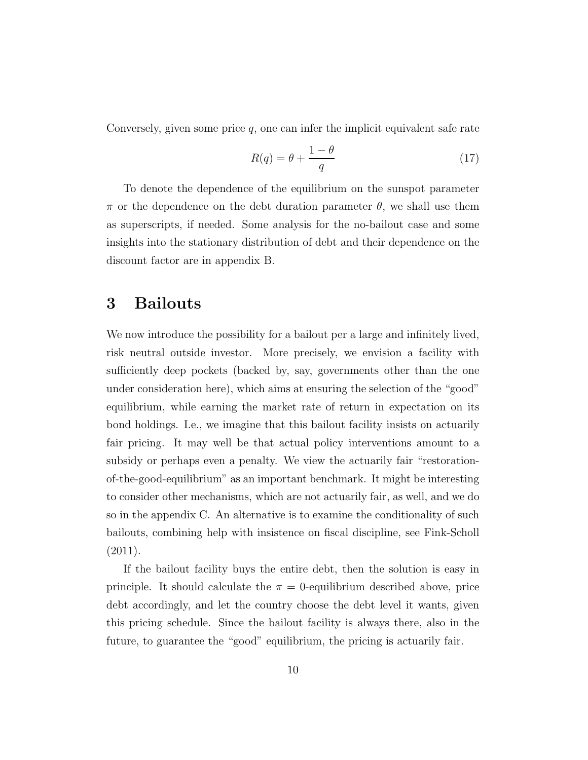Conversely, given some price $q$, one can infer the implicit equivalent safe rate

$$R(q) = \theta + \frac{1-\theta}{q} \tag{17}$$

To denote the dependence of the equilibrium on the sunspot parameter $\pi$ or the dependence on the debt duration parameter $\theta$, we shall use them as superscripts, if needed. Some analysis for the no-bailout case and some insights into the stationary distribution of debt and their dependence on the discount factor are in appendix B.

# 3 Bailouts

We now introduce the possibility for a bailout per a large and infinitely lived, risk neutral outside investor. More precisely, we envision a facility with sufficiently deep pockets (backed by, say, governments other than the one under consideration here), which aims at ensuring the selection of the "good" equilibrium, while earning the market rate of return in expectation on its bond holdings. I.e., we imagine that this bailout facility insists on actuarily fair pricing. It may well be that actual policy interventions amount to a subsidy or perhaps even a penalty. We view the actuarily fair "restoration-of-the-good-equilibrium" as an important benchmark. It might be interesting to consider other mechanisms, which are not actuarily fair, as well, and we do so in the appendix C. An alternative is to examine the conditionality of such bailouts, combining help with insistence on fiscal discipline, see Fink-Scholl (2011).

If the bailout facility buys the entire debt, then the solution is easy in principle. It should calculate the $\pi = 0$-equilibrium described above, price debt accordingly, and let the country choose the debt level it wants, given this pricing schedule. Since the bailout facility is always there, also in the future, to guarantee the "good" equilibrium, the pricing is actuarily fair.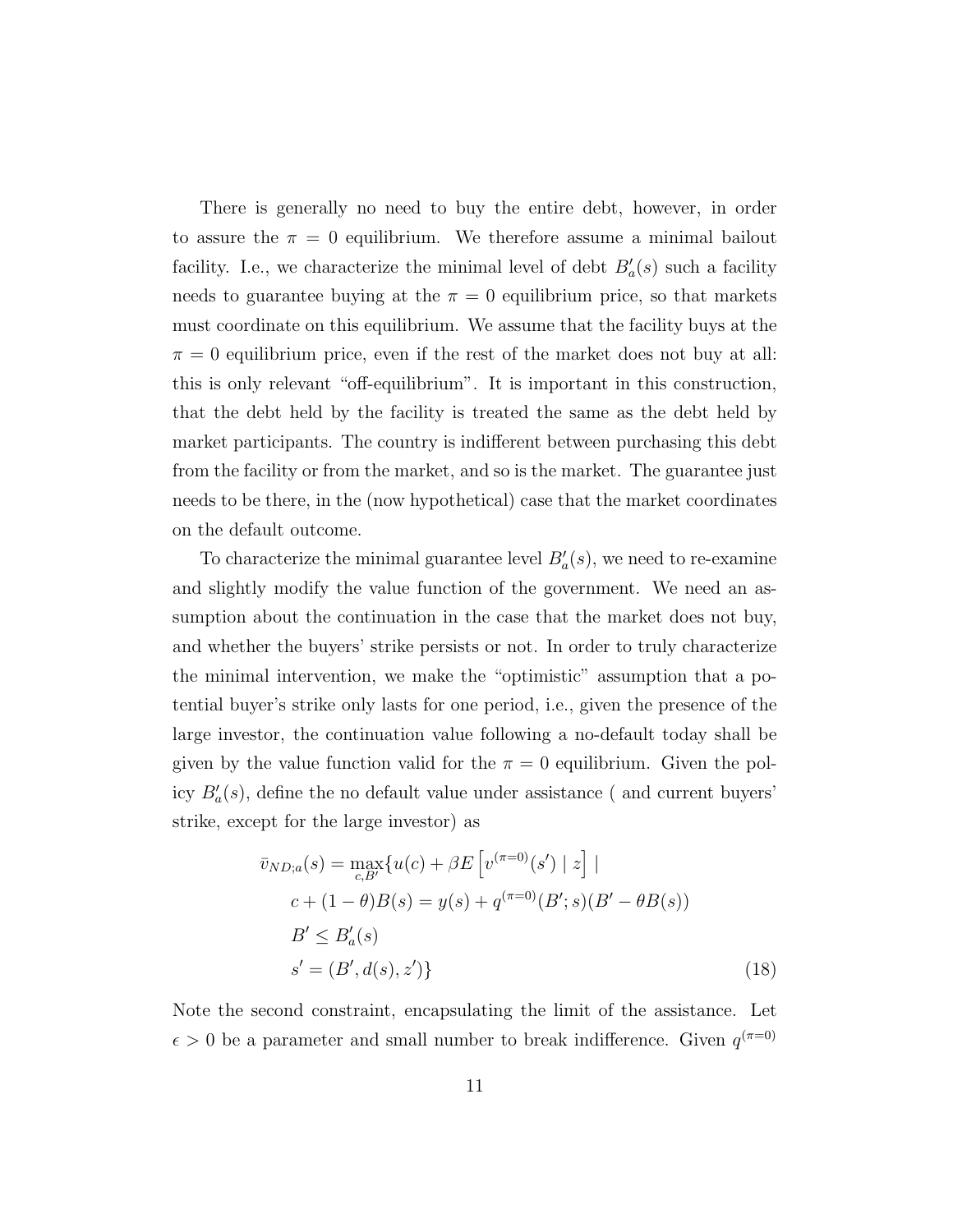There is generally no need to buy the entire debt, however, in order to assure the $\pi = 0$ equilibrium. We therefore assume a minimal bailout facility. I.e., we characterize the minimal level of debt $B'_a(s)$ such a facility needs to guarantee buying at the $\pi = 0$ equilibrium price, so that markets must coordinate on this equilibrium. We assume that the facility buys at the $\pi = 0$ equilibrium price, even if the rest of the market does not buy at all: this is only relevant "off-equilibrium". It is important in this construction, that the debt held by the facility is treated the same as the debt held by market participants. The country is indifferent between purchasing this debt from the facility or from the market, and so is the market. The guarantee just needs to be there, in the (now hypothetical) case that the market coordinates on the default outcome.

To characterize the minimal guarantee level $B'_a(s)$, we need to re-examine and slightly modify the value function of the government. We need an assumption about the continuation in the case that the market does not buy, and whether the buyers' strike persists or not. In order to truly characterize the minimal intervention, we make the "optimistic" assumption that a potential buyer's strike only lasts for one period, i.e., given the presence of the large investor, the continuation value following a no-default today shall be given by the value function valid for the $\pi = 0$ equilibrium. Given the policy $B'_a(s)$, define the no default value under assistance ( and current buyers' strike, except for the large investor) as

$$
\begin{aligned}
\bar{v}_{ND;a}(s) = \max_{c,B'} \{ & u(c) + \beta E\left[v^{(\pi=0)}(s') \mid z\right] \mid \\
& c + (1-\theta)B(s) = y(s) + q^{(\pi=0)}(B';s)(B' - \theta B(s)) \\
& B' \leq B'_a(s) \\
& s' = (B', d(s), z')\}
\end{aligned}
\tag{18}
$$

Note the second constraint, encapsulating the limit of the assistance. Let $\epsilon > 0$ be a parameter and small number to break indifference. Given $q^{(\pi=0)}$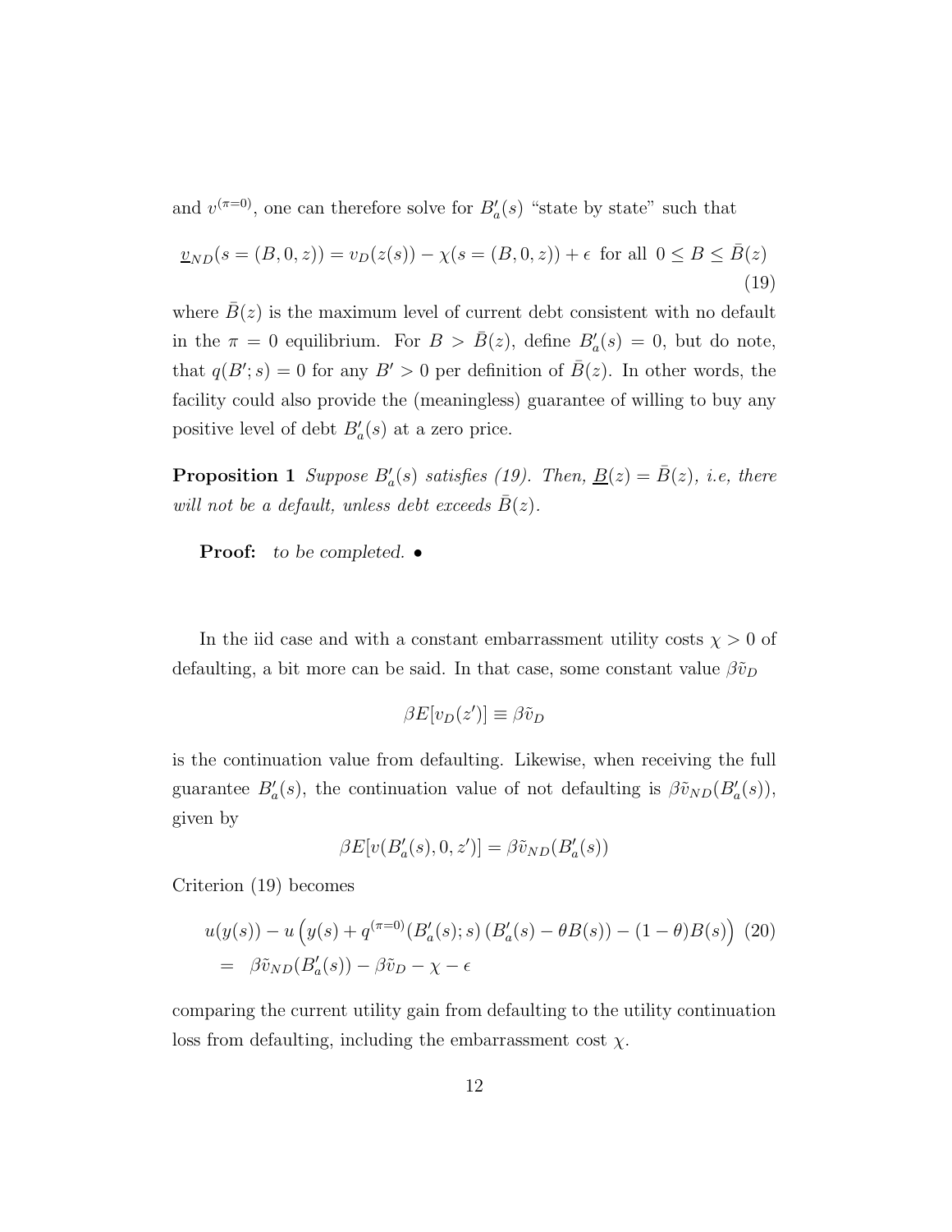and $v^{(\pi=0)}$, one can therefore solve for $B'_a(s)$ "state by state" such that

$$\underline{v}_{ND}(s = (B, 0, z)) = v_D(z(s)) - \chi(s = (B, 0, z)) + \epsilon \text{ for all } 0 \leq B \leq \bar{B}(z) \tag{19}$$

where $\bar{B}(z)$ is the maximum level of current debt consistent with no default in the $\pi = 0$ equilibrium. For $B > \bar{B}(z)$, define $B'_a(s) = 0$, but do note, that $q(B'; s) = 0$ for any $B' > 0$ per definition of $\bar{B}(z)$. In other words, the facility could also provide the (meaningless) guarantee of willing to buy any positive level of debt $B'_a(s)$ at a zero price.

**Proposition 1** *Suppose $B'_a(s)$ satisfies (19). Then, $\underline{B}(z) = \bar{B}(z)$, i.e, there will not be a default, unless debt exceeds $\bar{B}(z)$.*

**Proof:** *to be completed.* •

In the iid case and with a constant embarrassment utility costs $\chi > 0$ of defaulting, a bit more can be said. In that case, some constant value $\beta\tilde{v}_D$

$$\beta E[v_D(z')] \equiv \beta\tilde{v}_D$$

is the continuation value from defaulting. Likewise, when receiving the full guarantee $B'_a(s)$, the continuation value of not defaulting is $\beta\tilde{v}_{ND}(B'_a(s))$, given by

$$\beta E[v(B'_a(s), 0, z')] = \beta\tilde{v}_{ND}(B'_a(s))$$

Criterion (19) becomes

$$\begin{aligned} & u(y(s)) - u\left(y(s) + q^{(\pi=0)}(B'_a(s); s)\,(B'_a(s) - \theta B(s)) - (1-\theta)B(s)\right) \quad (20) \\ = \quad & \beta\tilde{v}_{ND}(B'_a(s)) - \beta\tilde{v}_D - \chi - \epsilon \end{aligned}$$

comparing the current utility gain from defaulting to the utility continuation loss from defaulting, including the embarrassment cost $\chi$.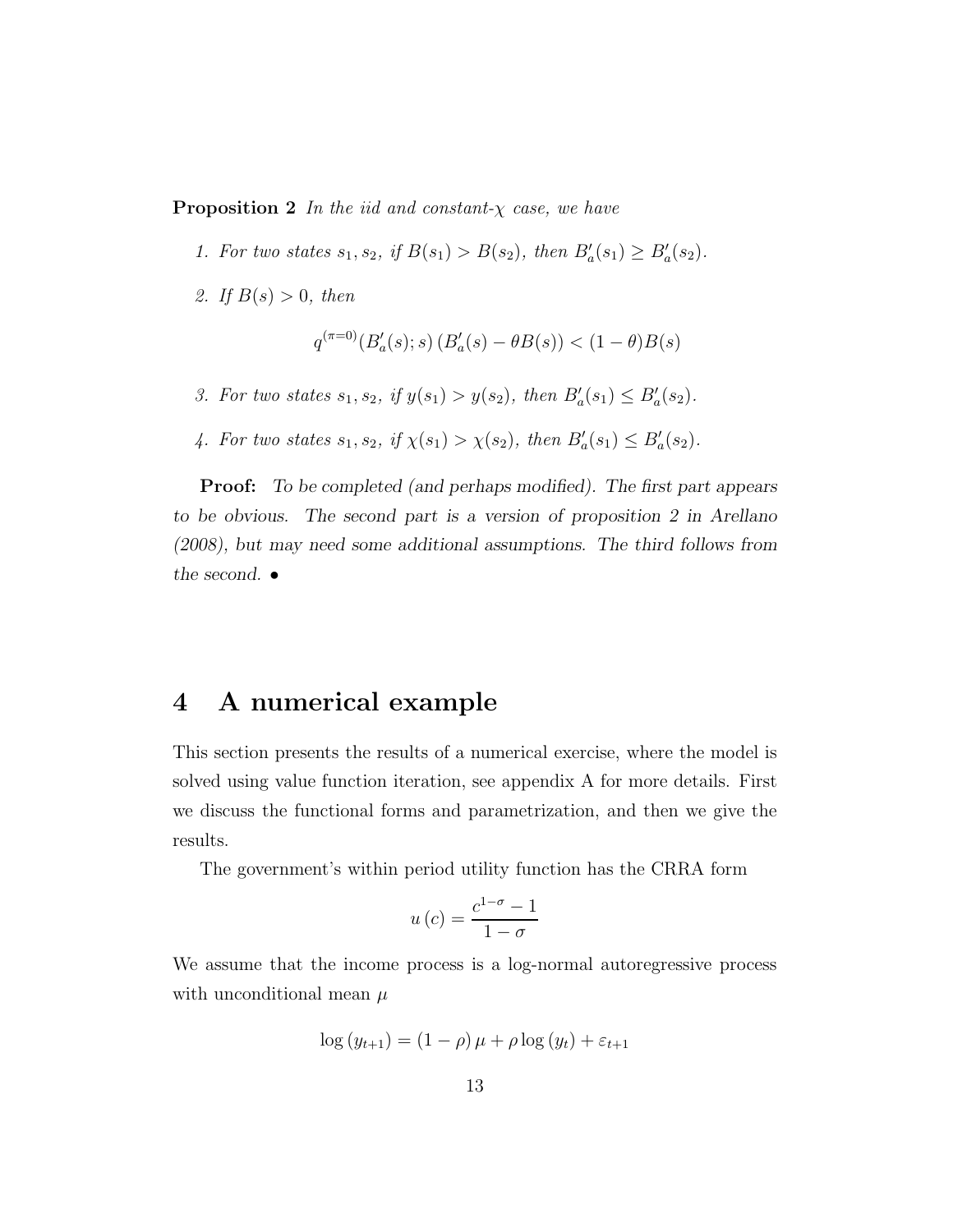**Proposition 2** *In the iid and constant-$\chi$ case, we have*

1. *For two states $s_1, s_2$, if $B(s_1) > B(s_2)$, then $B'_a(s_1) \geq B'_a(s_2)$.*

2. *If $B(s) > 0$, then*

$$q^{(\pi=0)}(B'_a(s); s)\,(B'_a(s) - \theta B(s)) < (1-\theta)B(s)$$

3. *For two states $s_1, s_2$, if $y(s_1) > y(s_2)$, then $B'_a(s_1) \leq B'_a(s_2)$.*

4. *For two states $s_1, s_2$, if $\chi(s_1) > \chi(s_2)$, then $B'_a(s_1) \leq B'_a(s_2)$.*

**Proof:** *To be completed (and perhaps modified). The first part appears to be obvious. The second part is a version of proposition 2 in Arellano (2008), but may need some additional assumptions. The third follows from the second.* •

# 4 A numerical example

This section presents the results of a numerical exercise, where the model is solved using value function iteration, see appendix A for more details. First we discuss the functional forms and parametrization, and then we give the results.

The government's within period utility function has the CRRA form

$$u(c) = \frac{c^{1-\sigma} - 1}{1-\sigma}$$

We assume that the income process is a log-normal autoregressive process with unconditional mean $\mu$

$$\log(y_{t+1}) = (1-\rho)\mu + \rho \log(y_t) + \varepsilon_{t+1}$$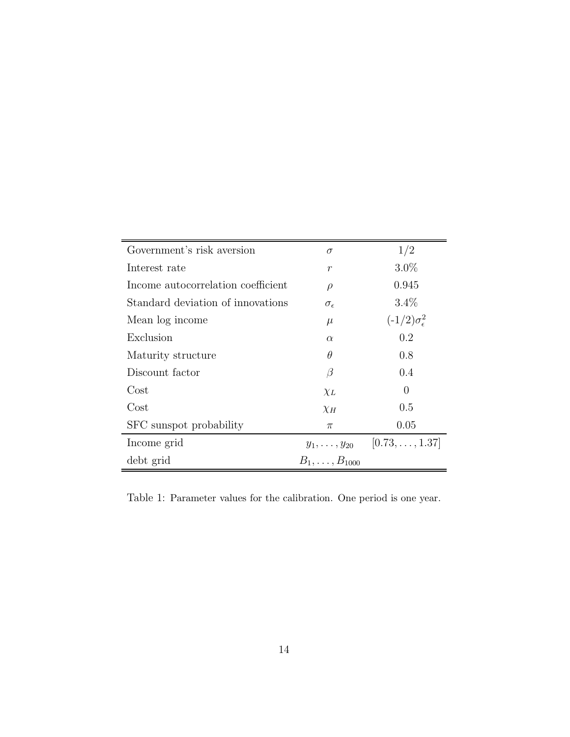| | | |
|---|---|---|
| Government's risk aversion | $\sigma$ | 1/2 |
| Interest rate | $r$ | 3.0% |
| Income autocorrelation coefficient | $\rho$ | 0.945 |
| Standard deviation of innovations | $\sigma_\epsilon$ | 3.4% |
| Mean log income | $\mu$ | $(-1/2)\sigma_\epsilon^2$ |
| Exclusion | $\alpha$ | 0.2 |
| Maturity structure | $\theta$ | 0.8 |
| Discount factor | $\beta$ | 0.4 |
| Cost | $\chi_L$ | 0 |
| Cost | $\chi_H$ | 0.5 |
| SFC sunspot probability | $\pi$ | 0.05 |
| Income grid | $y_1, \ldots, y_{20}$ | $[0.73, \ldots, 1.37]$ |
| debt grid | $B_1, \ldots, B_{1000}$ | |

Table 1: Parameter values for the calibration. One period is one year.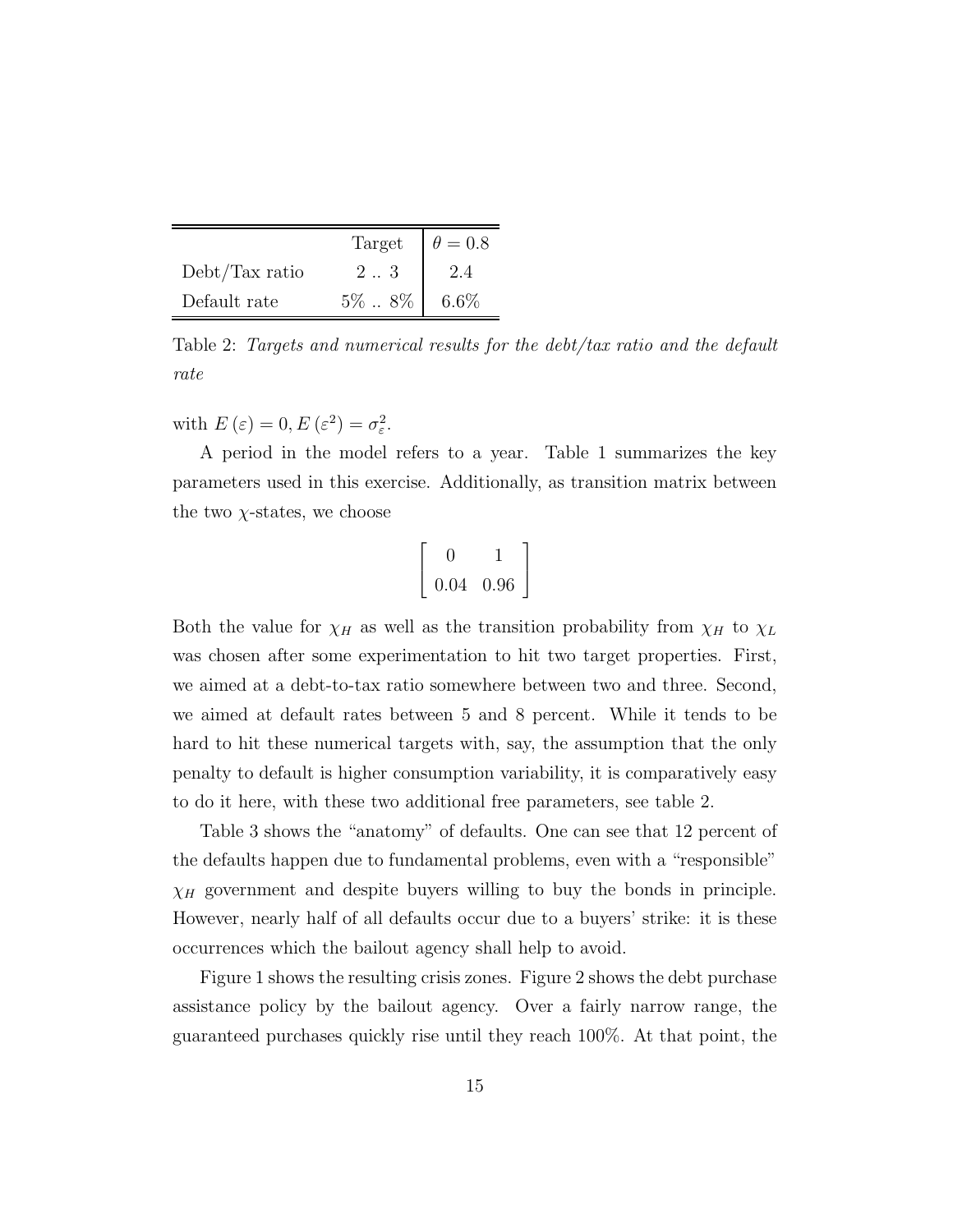|  | Target | $\theta = 0.8$ |
|---|---|---|
| Debt/Tax ratio | 2 .. 3 | 2.4 |
| Default rate | 5% .. 8% | 6.6% |

Table 2: *Targets and numerical results for the debt/tax ratio and the default rate*

with $E(\varepsilon) = 0, E(\varepsilon^2) = \sigma_\varepsilon^2$.

A period in the model refers to a year. Table 1 summarizes the key parameters used in this exercise. Additionally, as transition matrix between the two $\chi$-states, we choose

$$\begin{bmatrix} 0 & 1 \\ 0.04 & 0.96 \end{bmatrix}$$

Both the value for $\chi_H$ as well as the transition probability from $\chi_H$ to $\chi_L$ was chosen after some experimentation to hit two target properties. First, we aimed at a debt-to-tax ratio somewhere between two and three. Second, we aimed at default rates between 5 and 8 percent. While it tends to be hard to hit these numerical targets with, say, the assumption that the only penalty to default is higher consumption variability, it is comparatively easy to do it here, with these two additional free parameters, see table 2.

Table 3 shows the "anatomy" of defaults. One can see that 12 percent of the defaults happen due to fundamental problems, even with a "responsible" $\chi_H$ government and despite buyers willing to buy the bonds in principle. However, nearly half of all defaults occur due to a buyers' strike: it is these occurrences which the bailout agency shall help to avoid.

Figure 1 shows the resulting crisis zones. Figure 2 shows the debt purchase assistance policy by the bailout agency. Over a fairly narrow range, the guaranteed purchases quickly rise until they reach 100%. At that point, the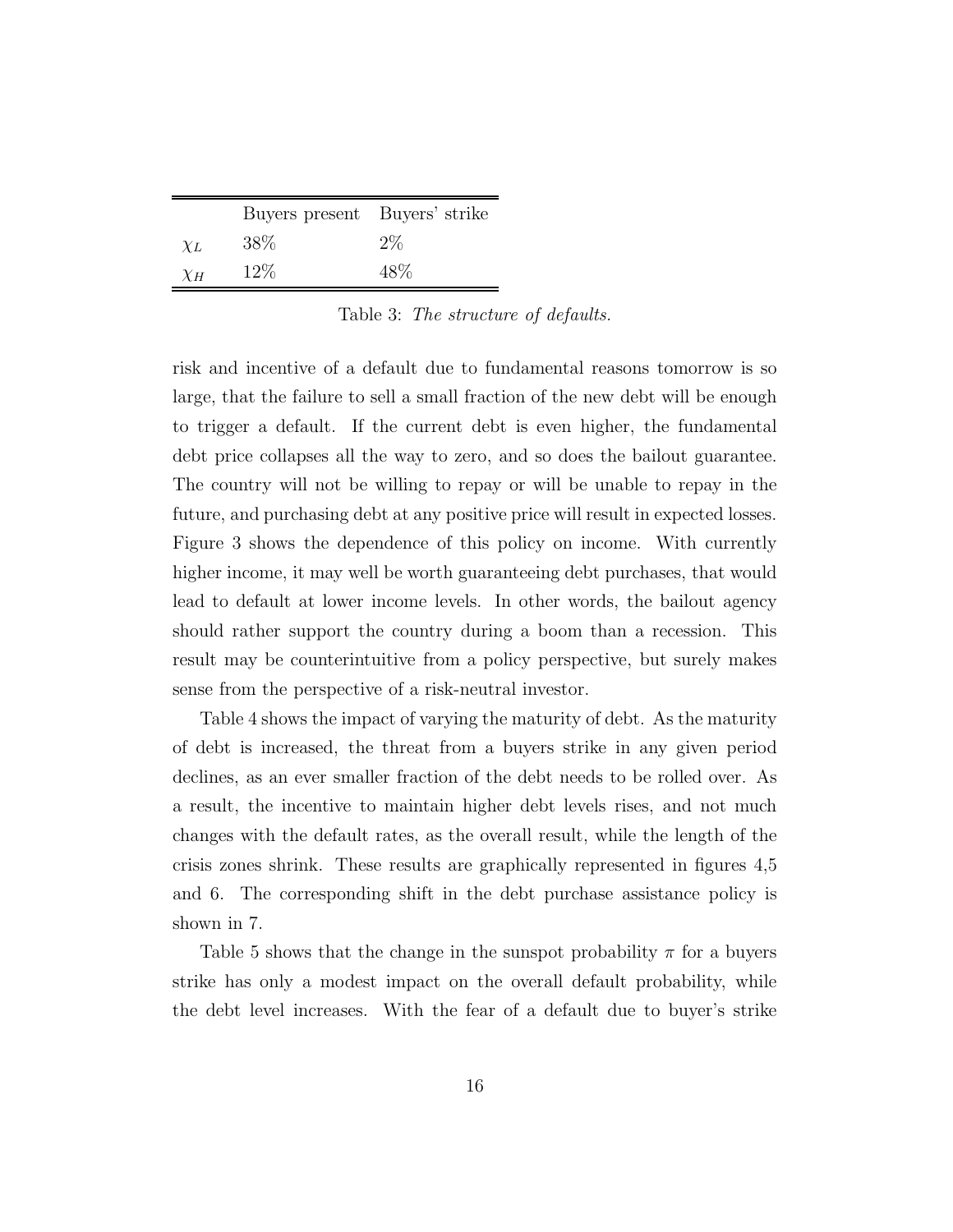|  | Buyers present | Buyers' strike |
|---|---|---|
| $\chi_L$ | 38% | 2% |
| $\chi_H$ | 12% | 48% |

Table 3: *The structure of defaults.*

risk and incentive of a default due to fundamental reasons tomorrow is so large, that the failure to sell a small fraction of the new debt will be enough to trigger a default. If the current debt is even higher, the fundamental debt price collapses all the way to zero, and so does the bailout guarantee. The country will not be willing to repay or will be unable to repay in the future, and purchasing debt at any positive price will result in expected losses. Figure 3 shows the dependence of this policy on income. With currently higher income, it may well be worth guaranteeing debt purchases, that would lead to default at lower income levels. In other words, the bailout agency should rather support the country during a boom than a recession. This result may be counterintuitive from a policy perspective, but surely makes sense from the perspective of a risk-neutral investor.

Table 4 shows the impact of varying the maturity of debt. As the maturity of debt is increased, the threat from a buyers strike in any given period declines, as an ever smaller fraction of the debt needs to be rolled over. As a result, the incentive to maintain higher debt levels rises, and not much changes with the default rates, as the overall result, while the length of the crisis zones shrink. These results are graphically represented in figures 4,5 and 6. The corresponding shift in the debt purchase assistance policy is shown in 7.

Table 5 shows that the change in the sunspot probability $\pi$ for a buyers strike has only a modest impact on the overall default probability, while the debt level increases. With the fear of a default due to buyer's strike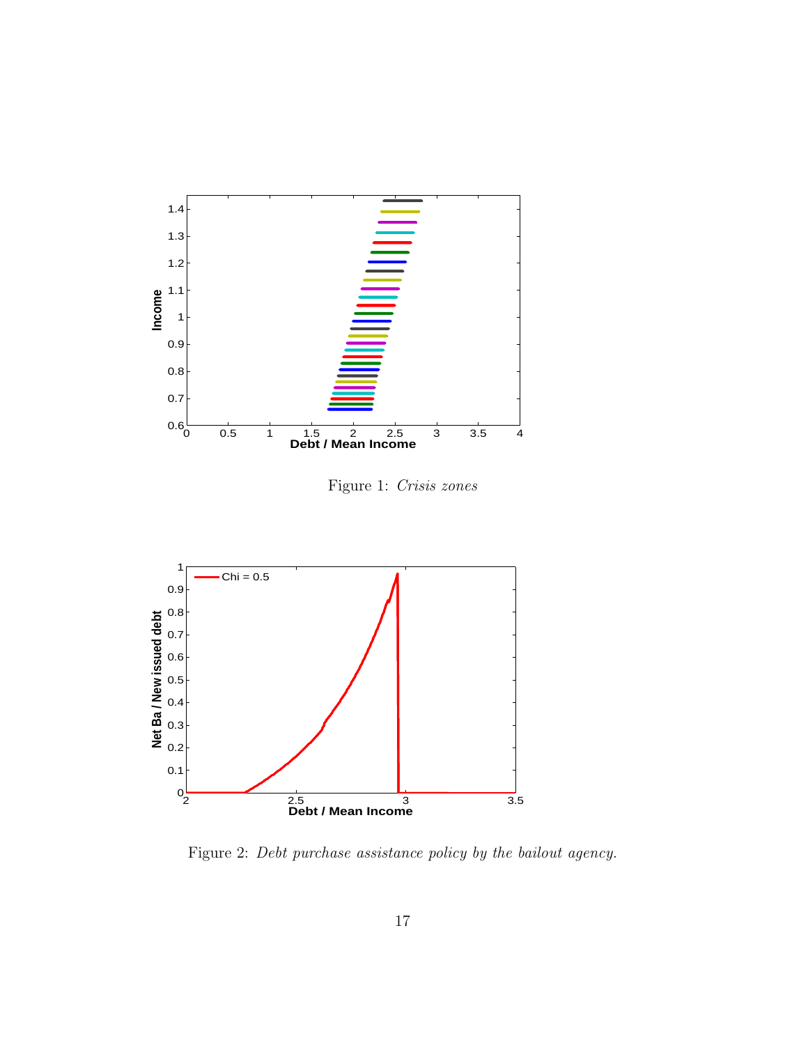Figure 1: *Crisis zones*

Figure 2: *Debt purchase assistance policy by the bailout agency.*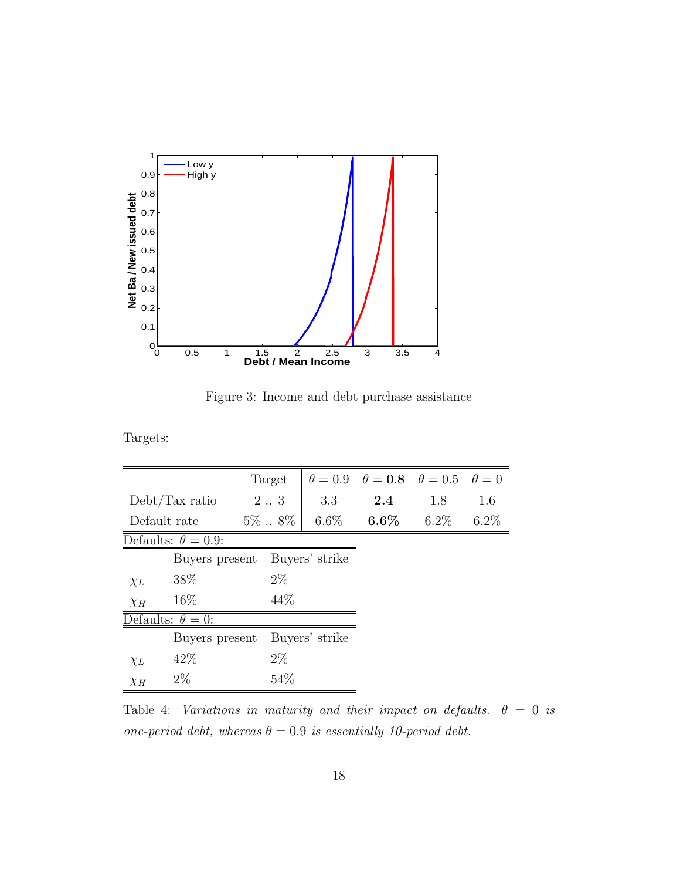Figure 3: Income and debt purchase assistance

Targets:

| | Target | $\theta = 0.9$ | $\theta = \mathbf{0.8}$ | $\theta = 0.5$ | $\theta = 0$ |
|---|---|---|---|---|---|
| Debt/Tax ratio | 2 .. 3 | 3.3 | **2.4** | 1.8 | 1.6 |
| Default rate | 5% .. 8% | 6.6% | **6.6%** | 6.2% | 6.2% |

Defaults: $\theta = 0.9$:

| | Buyers present | Buyers' strike |
|---|---|---|
| $\chi_L$ | 38% | 2% |
| $\chi_H$ | 16% | 44% |

Defaults: $\theta = 0$:

| | Buyers present | Buyers' strike |
|---|---|---|
| $\chi_L$ | 42% | 2% |
| $\chi_H$ | 2% | 54% |

Table 4: *Variations in maturity and their impact on defaults.* $\theta = 0$ *is one-period debt, whereas* $\theta = 0.9$ *is essentially 10-period debt.*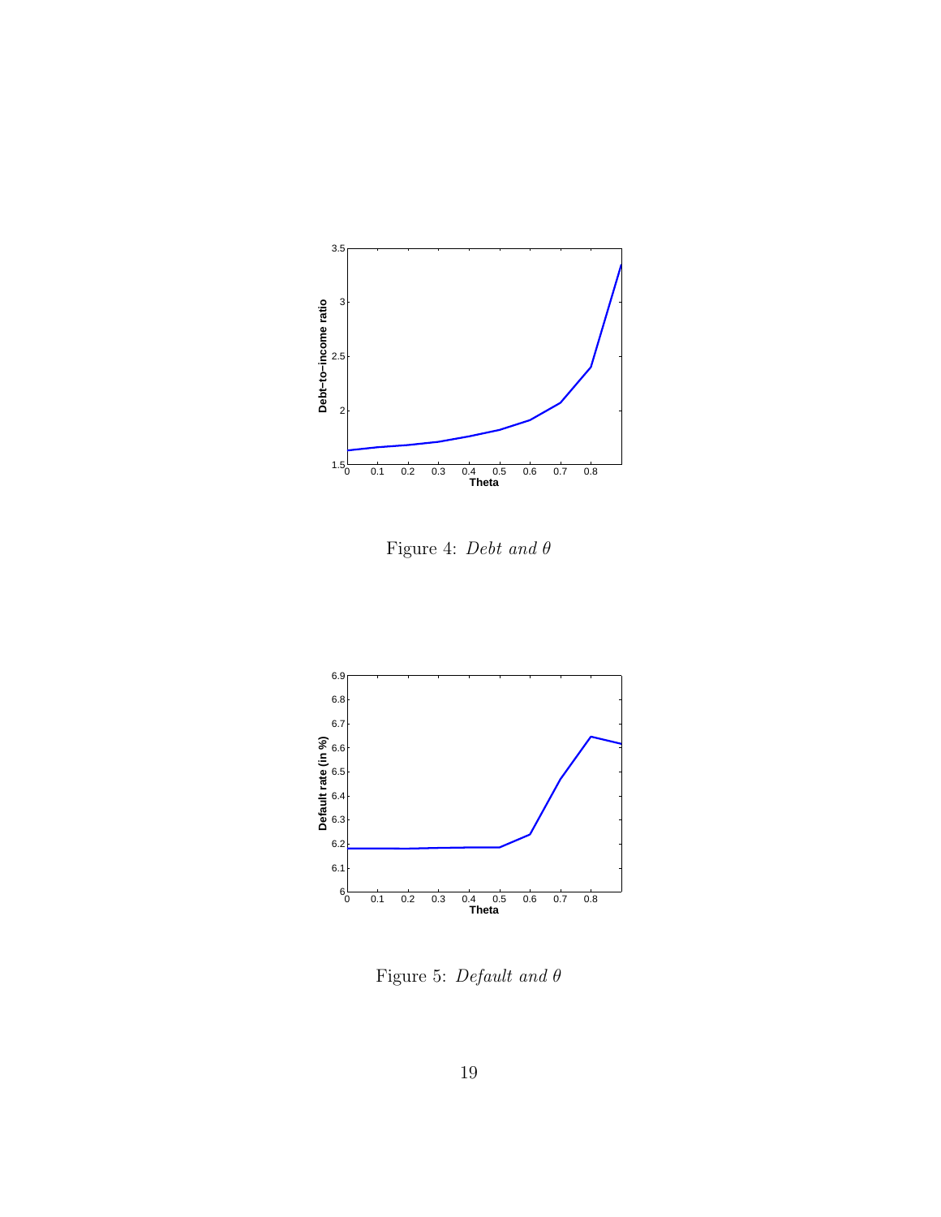Figure 4: *Debt and $\theta$*

Figure 5: *Default and $\theta$*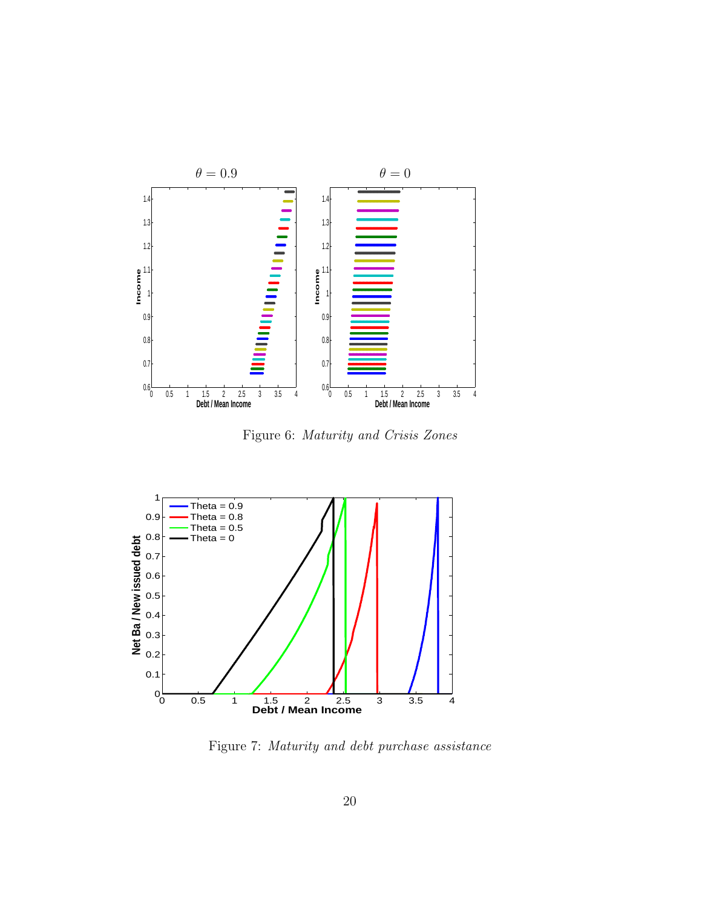Figure 6: *Maturity and Crisis Zones*

Figure 7: *Maturity and debt purchase assistance*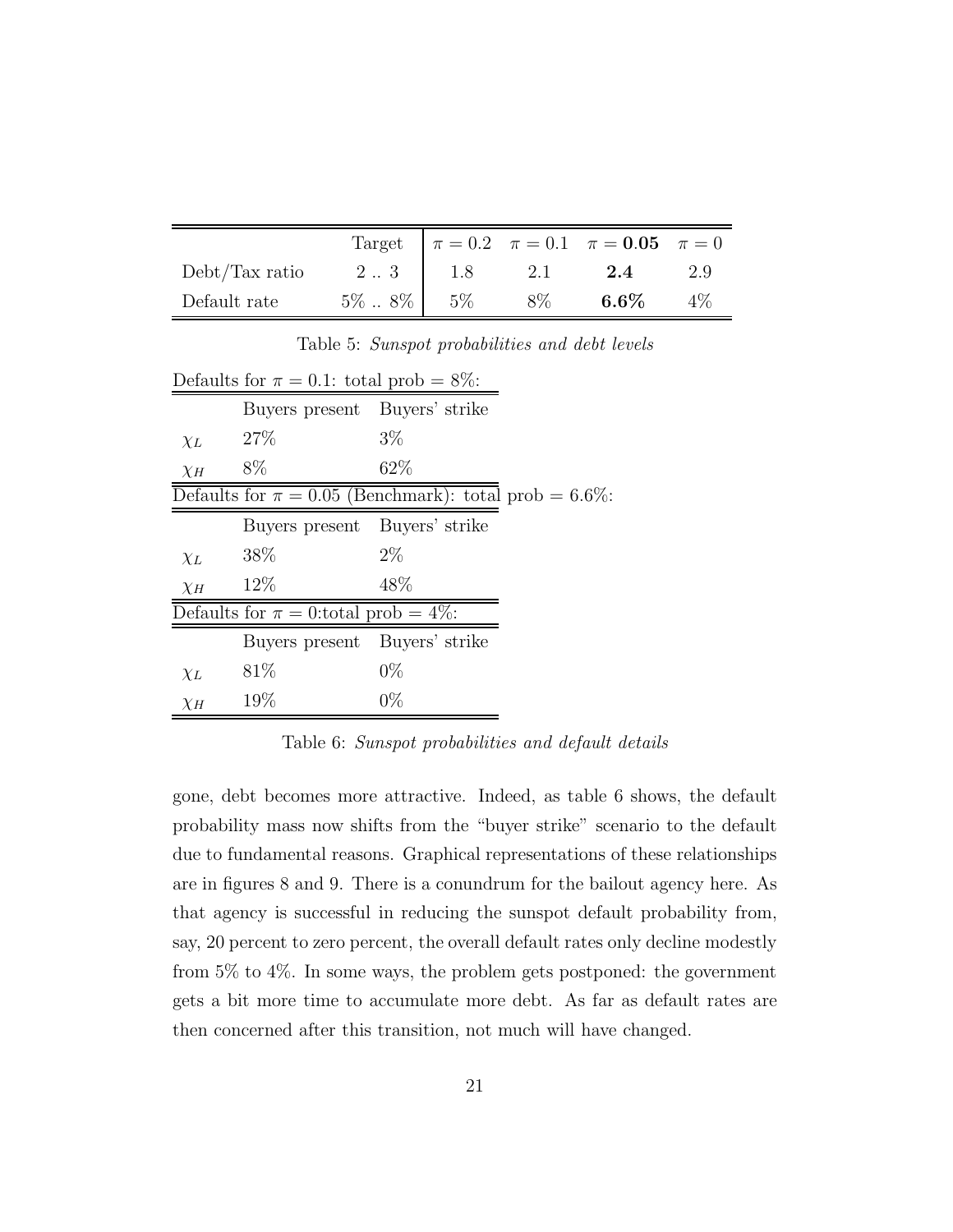|  | Target | $\pi = 0.2$ | $\pi = 0.1$ | $\pi = \mathbf{0.05}$ | $\pi = 0$ |
|---|---|---|---|---|---|
| Debt/Tax ratio | 2 .. 3 | 1.8 | 2.1 | **2.4** | 2.9 |
| Default rate | 5% .. 8% | 5% | 8% | **6.6%** | 4% |

Table 5: *Sunspot probabilities and debt levels*

| Defaults for $\pi = 0.1$: total prob = 8%: | | |
|---|---|---|
|  | Buyers present | Buyers' strike |
| $\chi_L$ | 27% | 3% |
| $\chi_H$ | 8% | 62% |
| **Defaults for $\pi = 0.05$ (Benchmark): total prob = 6.6%:** | | |
|  | Buyers present | Buyers' strike |
| $\chi_L$ | 38% | 2% |
| $\chi_H$ | 12% | 48% |
| **Defaults for $\pi = 0$:total prob = 4%:** | | |
|  | Buyers present | Buyers' strike |
| $\chi_L$ | 81% | 0% |
| $\chi_H$ | 19% | 0% |

Table 6: *Sunspot probabilities and default details*

gone, debt becomes more attractive. Indeed, as table 6 shows, the default probability mass now shifts from the "buyer strike" scenario to the default due to fundamental reasons. Graphical representations of these relationships are in figures 8 and 9. There is a conundrum for the bailout agency here. As that agency is successful in reducing the sunspot default probability from, say, 20 percent to zero percent, the overall default rates only decline modestly from 5% to 4%. In some ways, the problem gets postponed: the government gets a bit more time to accumulate more debt. As far as default rates are then concerned after this transition, not much will have changed.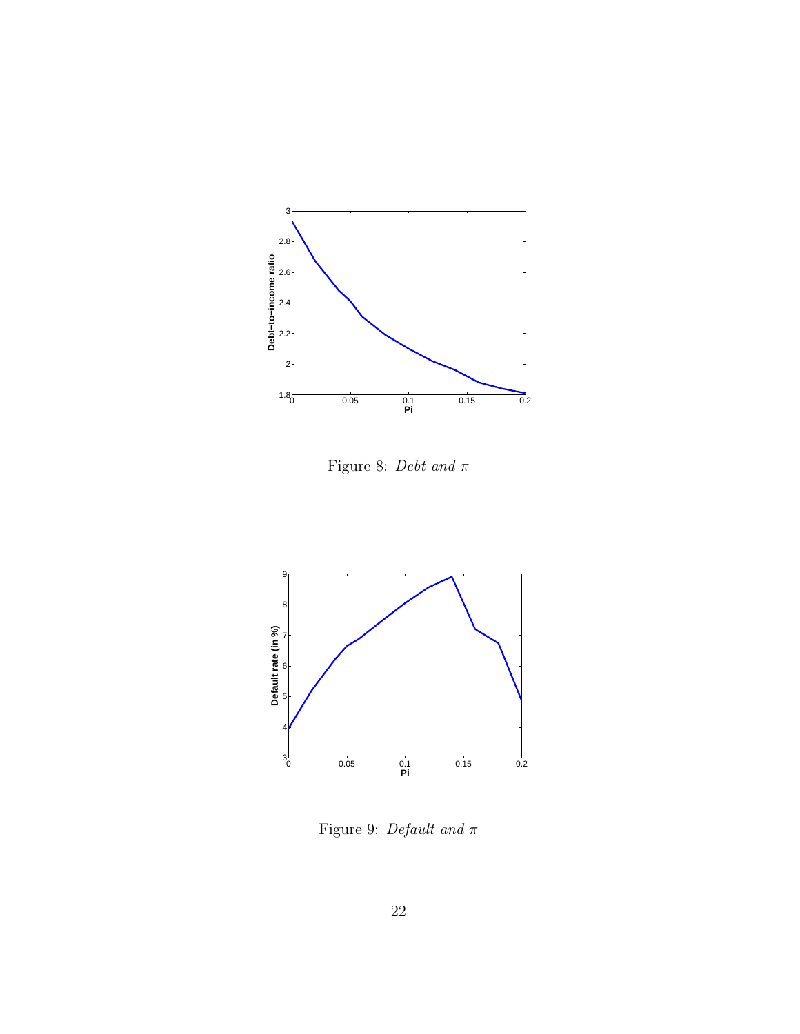Figure 8: *Debt and* $\pi$

Figure 9: *Default and* $\pi$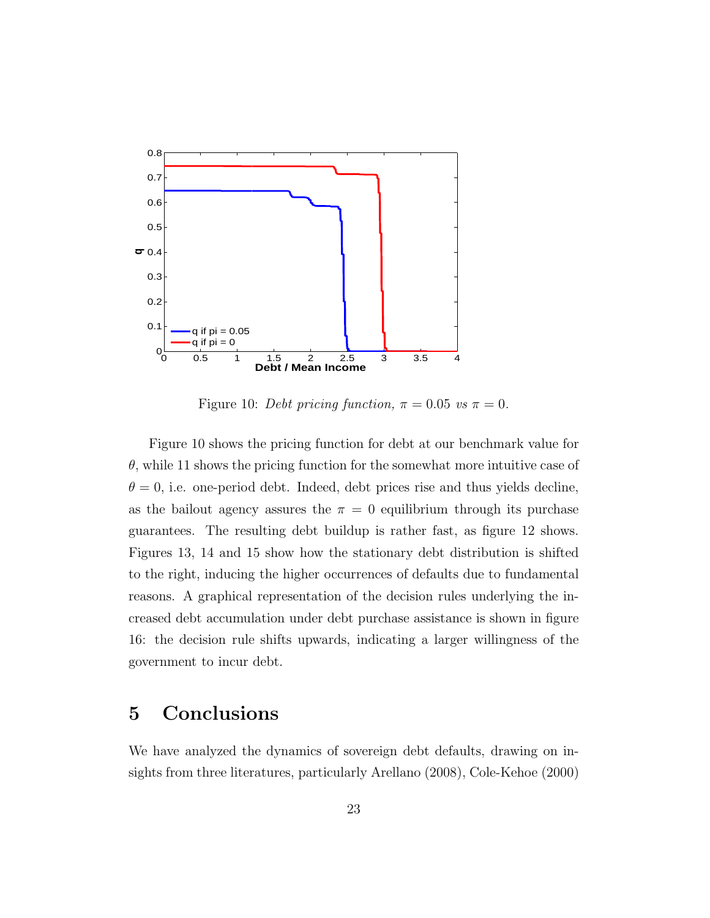Figure 10: *Debt pricing function,* $\pi = 0.05$ *vs* $\pi = 0$.

Figure 10 shows the pricing function for debt at our benchmark value for $\theta$, while 11 shows the pricing function for the somewhat more intuitive case of $\theta = 0$, i.e. one-period debt. Indeed, debt prices rise and thus yields decline, as the bailout agency assures the $\pi = 0$ equilibrium through its purchase guarantees. The resulting debt buildup is rather fast, as figure 12 shows. Figures 13, 14 and 15 show how the stationary debt distribution is shifted to the right, inducing the higher occurrences of defaults due to fundamental reasons. A graphical representation of the decision rules underlying the increased debt accumulation under debt purchase assistance is shown in figure 16: the decision rule shifts upwards, indicating a larger willingness of the government to incur debt.

# 5 Conclusions

We have analyzed the dynamics of sovereign debt defaults, drawing on insights from three literatures, particularly Arellano (2008), Cole-Kehoe (2000)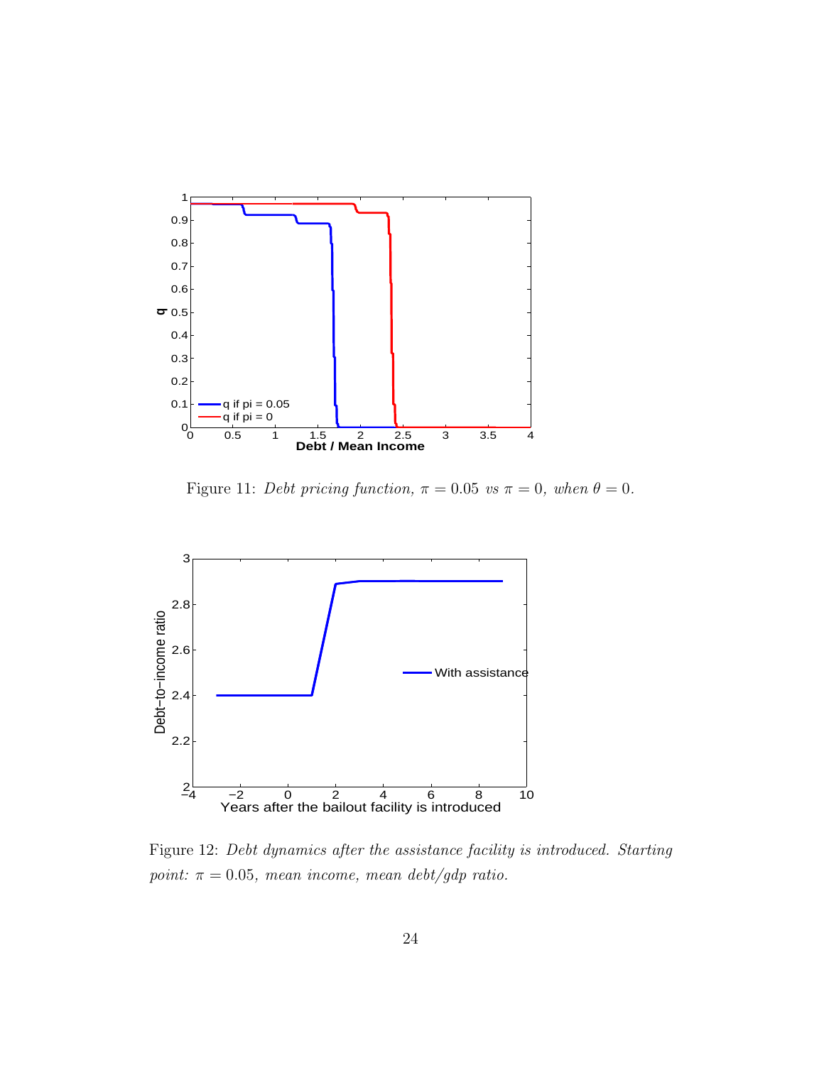Figure 11: *Debt pricing function, $\pi = 0.05$ vs $\pi = 0$, when $\theta = 0$.*

Figure 12: *Debt dynamics after the assistance facility is introduced. Starting point: $\pi = 0.05$, mean income, mean debt/gdp ratio.*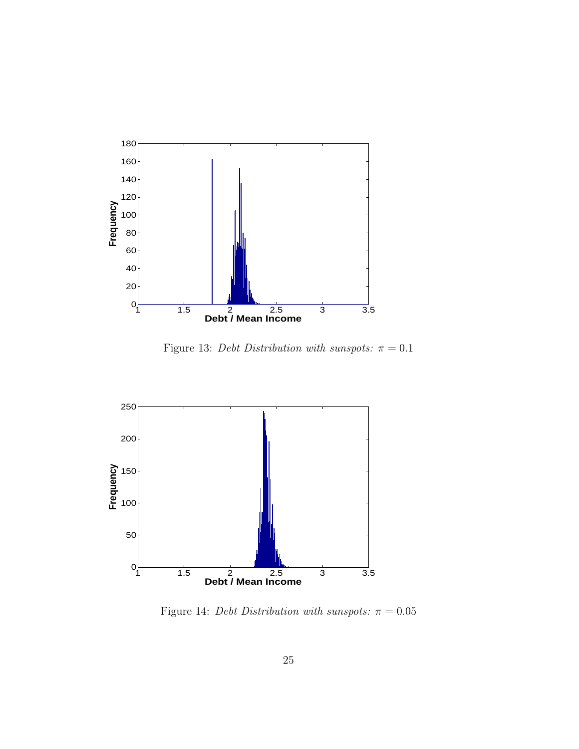Figure 13: *Debt Distribution with sunspots:* $\pi = 0.1$

Figure 14: *Debt Distribution with sunspots:* $\pi = 0.05$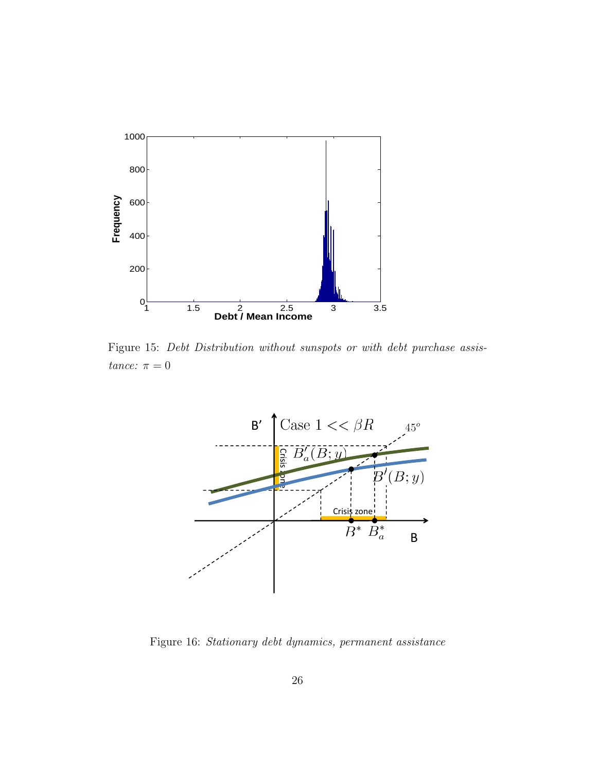Figure 15: *Debt Distribution without sunspots or with debt purchase assistance: $\pi = 0$*

Figure 16: *Stationary debt dynamics, permanent assistance*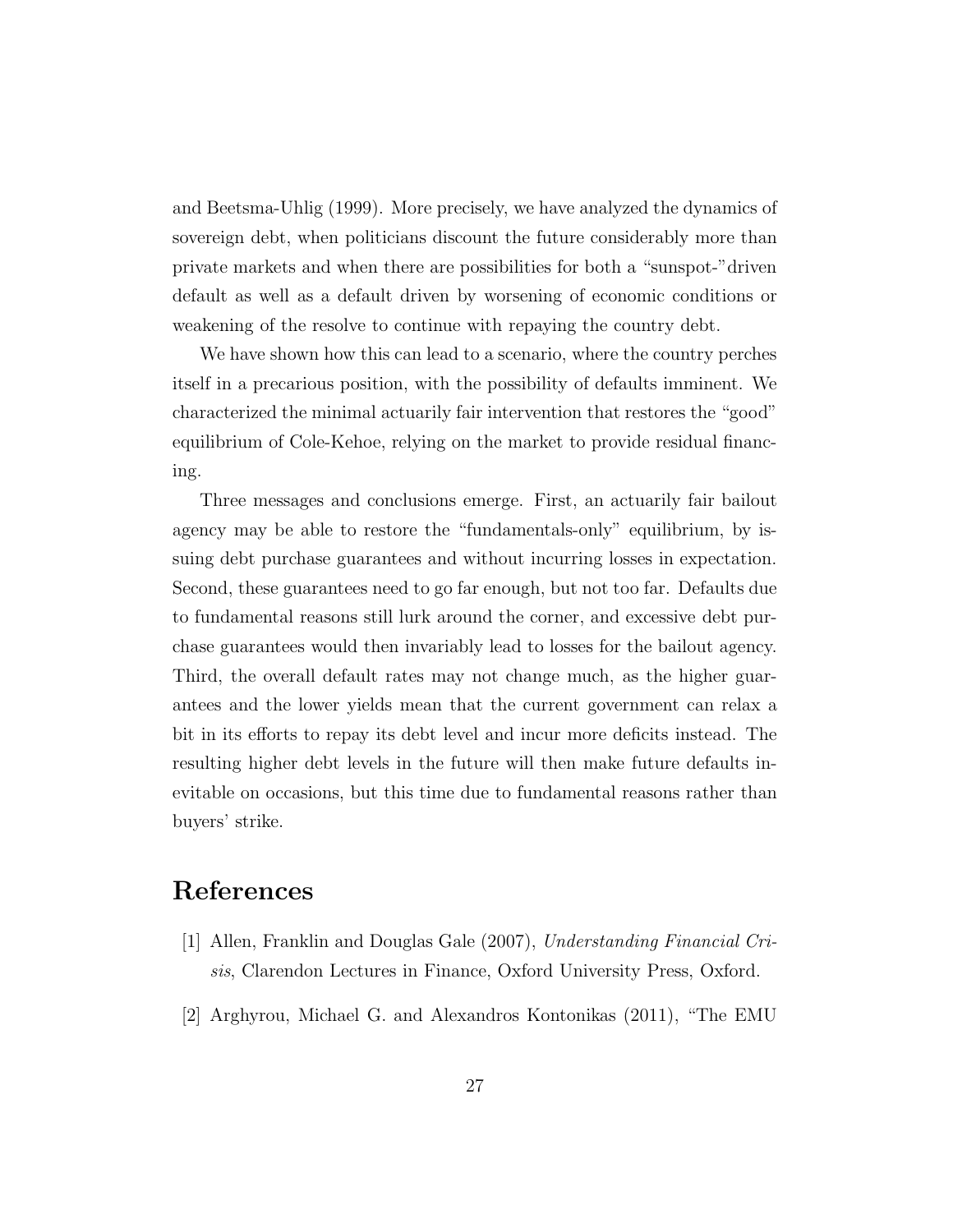and Beetsma-Uhlig (1999). More precisely, we have analyzed the dynamics of sovereign debt, when politicians discount the future considerably more than private markets and when there are possibilities for both a "sunspot-"driven default as well as a default driven by worsening of economic conditions or weakening of the resolve to continue with repaying the country debt.

We have shown how this can lead to a scenario, where the country perches itself in a precarious position, with the possibility of defaults imminent. We characterized the minimal actuarily fair intervention that restores the "good" equilibrium of Cole-Kehoe, relying on the market to provide residual financing.

Three messages and conclusions emerge. First, an actuarily fair bailout agency may be able to restore the "fundamentals-only" equilibrium, by issuing debt purchase guarantees and without incurring losses in expectation. Second, these guarantees need to go far enough, but not too far. Defaults due to fundamental reasons still lurk around the corner, and excessive debt purchase guarantees would then invariably lead to losses for the bailout agency. Third, the overall default rates may not change much, as the higher guarantees and the lower yields mean that the current government can relax a bit in its efforts to repay its debt level and incur more deficits instead. The resulting higher debt levels in the future will then make future defaults inevitable on occasions, but this time due to fundamental reasons rather than buyers' strike.

# References

[1] Allen, Franklin and Douglas Gale (2007), *Understanding Financial Crisis*, Clarendon Lectures in Finance, Oxford University Press, Oxford.

[2] Arghyrou, Michael G. and Alexandros Kontonikas (2011), "The EMU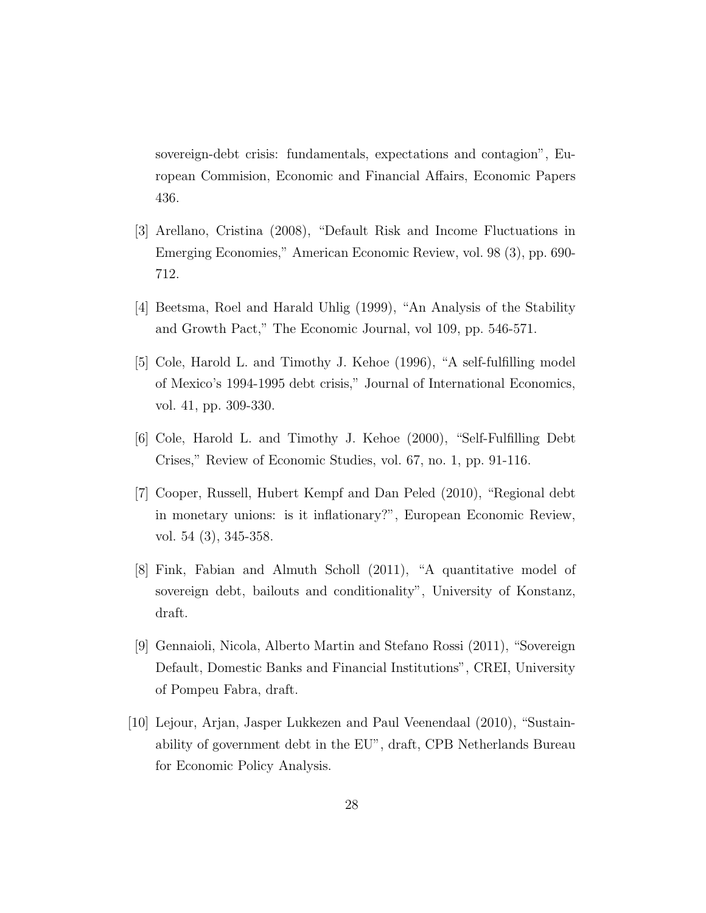sovereign-debt crisis: fundamentals, expectations and contagion", European Commision, Economic and Financial Affairs, Economic Papers 436.

[3] Arellano, Cristina (2008), "Default Risk and Income Fluctuations in Emerging Economies," American Economic Review, vol. 98 (3), pp. 690-712.

[4] Beetsma, Roel and Harald Uhlig (1999), "An Analysis of the Stability and Growth Pact," The Economic Journal, vol 109, pp. 546-571.

[5] Cole, Harold L. and Timothy J. Kehoe (1996), "A self-fulfilling model of Mexico's 1994-1995 debt crisis," Journal of International Economics, vol. 41, pp. 309-330.

[6] Cole, Harold L. and Timothy J. Kehoe (2000), "Self-Fulfilling Debt Crises," Review of Economic Studies, vol. 67, no. 1, pp. 91-116.

[7] Cooper, Russell, Hubert Kempf and Dan Peled (2010), "Regional debt in monetary unions: is it inflationary?", European Economic Review, vol. 54 (3), 345-358.

[8] Fink, Fabian and Almuth Scholl (2011), "A quantitative model of sovereign debt, bailouts and conditionality", University of Konstanz, draft.

[9] Gennaioli, Nicola, Alberto Martin and Stefano Rossi (2011), "Sovereign Default, Domestic Banks and Financial Institutions", CREI, University of Pompeu Fabra, draft.

[10] Lejour, Arjan, Jasper Lukkezen and Paul Veenendaal (2010), "Sustainability of government debt in the EU", draft, CPB Netherlands Bureau for Economic Policy Analysis.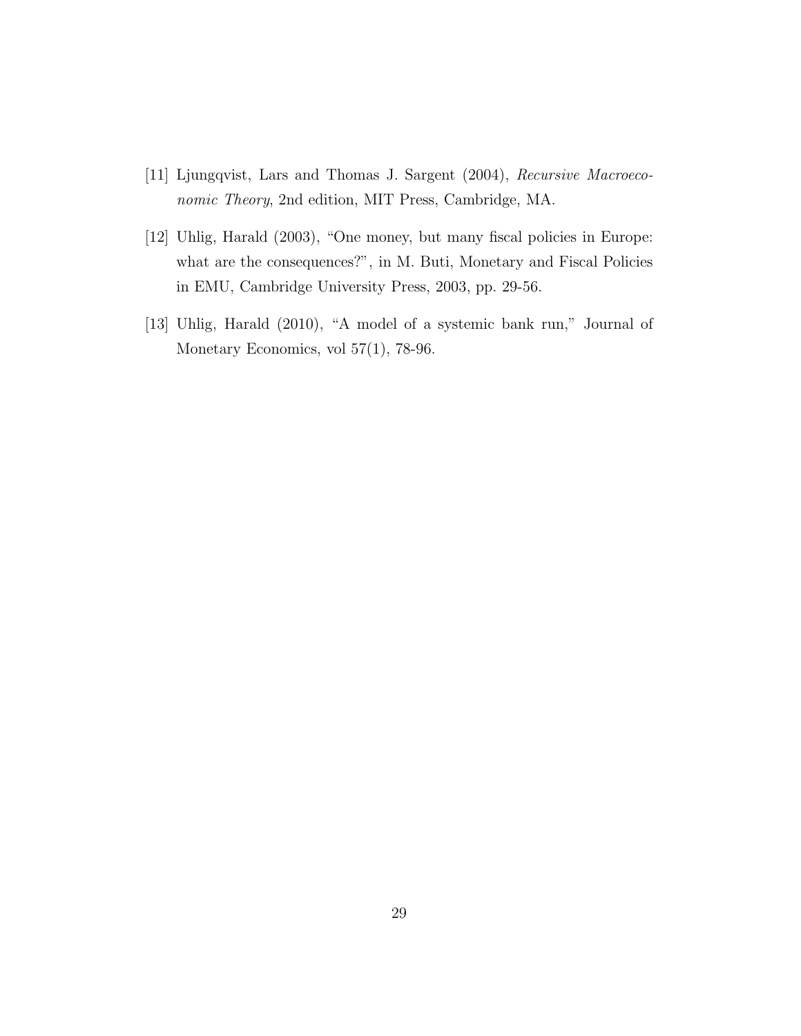[11] Ljungqvist, Lars and Thomas J. Sargent (2004), *Recursive Macroeconomic Theory*, 2nd edition, MIT Press, Cambridge, MA.

[12] Uhlig, Harald (2003), "One money, but many fiscal policies in Europe: what are the consequences?", in M. Buti, Monetary and Fiscal Policies in EMU, Cambridge University Press, 2003, pp. 29-56.

[13] Uhlig, Harald (2010), "A model of a systemic bank run," Journal of Monetary Economics, vol 57(1), 78-96.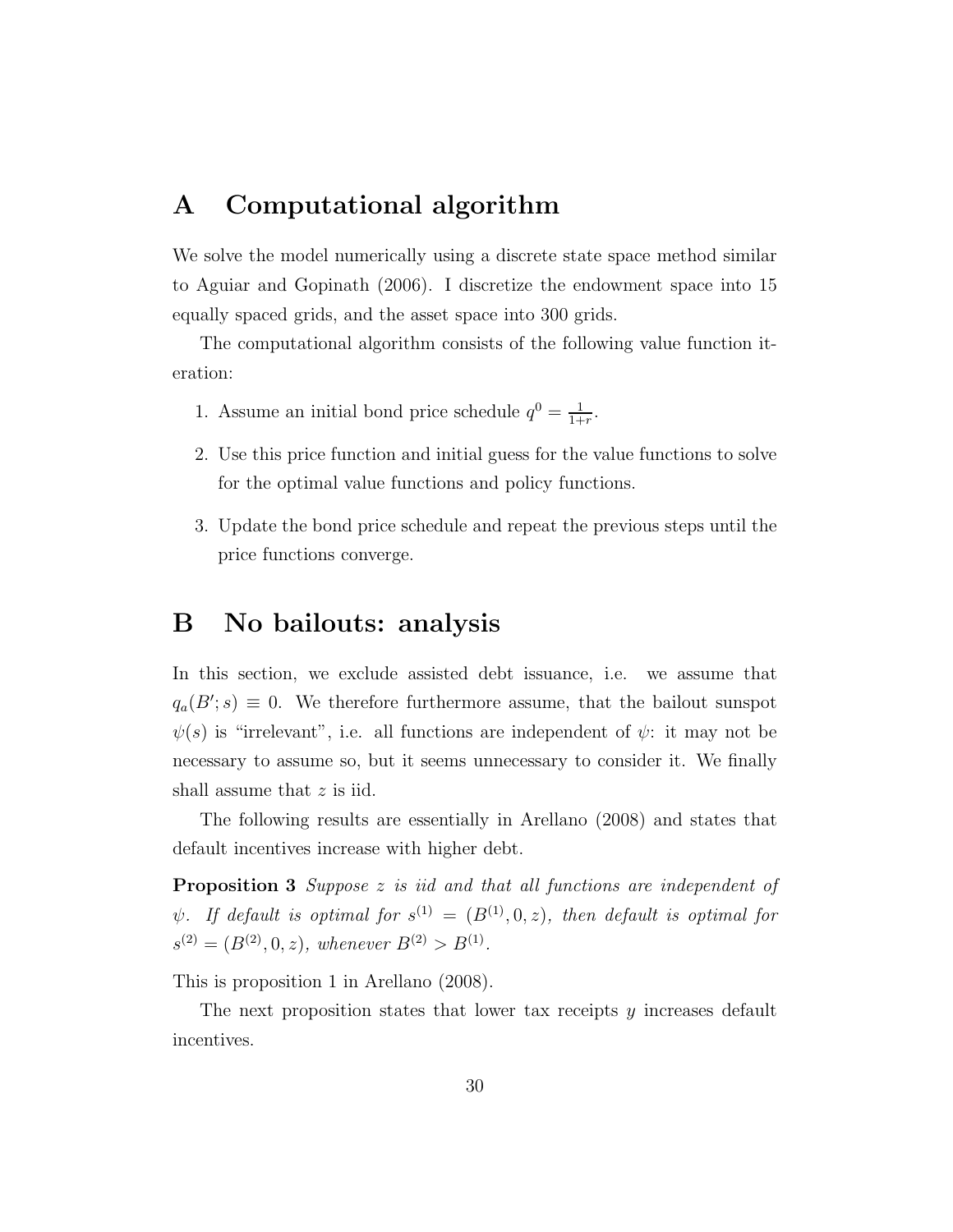# A Computational algorithm

We solve the model numerically using a discrete state space method similar to Aguiar and Gopinath (2006). I discretize the endowment space into 15 equally spaced grids, and the asset space into 300 grids.

The computational algorithm consists of the following value function iteration:

1. Assume an initial bond price schedule $q^0 = \frac{1}{1+r}$.
2. Use this price function and initial guess for the value functions to solve for the optimal value functions and policy functions.
3. Update the bond price schedule and repeat the previous steps until the price functions converge.

# B No bailouts: analysis

In this section, we exclude assisted debt issuance, i.e. we assume that $q_a(B'; s) \equiv 0$. We therefore furthermore assume, that the bailout sunspot $\psi(s)$ is "irrelevant", i.e. all functions are independent of $\psi$: it may not be necessary to assume so, but it seems unnecessary to consider it. We finally shall assume that $z$ is iid.

The following results are essentially in Arellano (2008) and states that default incentives increase with higher debt.

**Proposition 3** *Suppose $z$ is iid and that all functions are independent of $\psi$. If default is optimal for $s^{(1)} = (B^{(1)}, 0, z)$, then default is optimal for $s^{(2)} = (B^{(2)}, 0, z)$, whenever $B^{(2)} > B^{(1)}$.*

This is proposition 1 in Arellano (2008).

The next proposition states that lower tax receipts $y$ increases default incentives.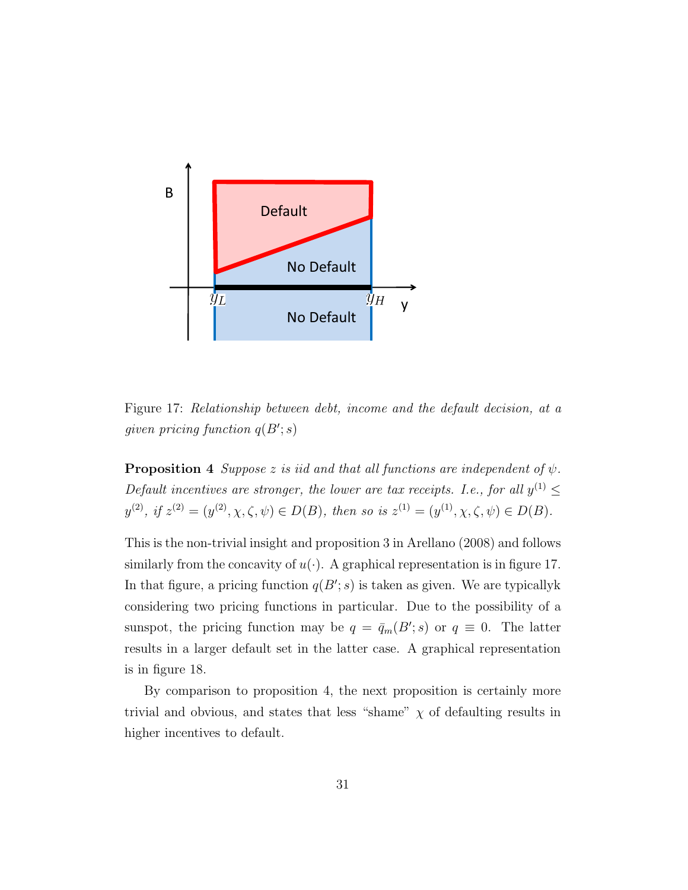Figure 17: *Relationship between debt, income and the default decision, at a given pricing function $q(B'; s)$*

**Proposition 4** *Suppose $z$ is iid and that all functions are independent of $\psi$. Default incentives are stronger, the lower are tax receipts. I.e., for all $y^{(1)} \leq y^{(2)}$, if $z^{(2)} = (y^{(2)}, \chi, \zeta, \psi) \in D(B)$, then so is $z^{(1)} = (y^{(1)}, \chi, \zeta, \psi) \in D(B)$.*

This is the non-trivial insight and proposition 3 in Arellano (2008) and follows similarly from the concavity of $u(\cdot)$. A graphical representation is in figure 17. In that figure, a pricing function $q(B'; s)$ is taken as given. We are typicallyk considering two pricing functions in particular. Due to the possibility of a sunspot, the pricing function may be $q = \bar{q}_m(B'; s)$ or $q \equiv 0$. The latter results in a larger default set in the latter case. A graphical representation is in figure 18.

By comparison to proposition 4, the next proposition is certainly more trivial and obvious, and states that less "shame" $\chi$ of defaulting results in higher incentives to default.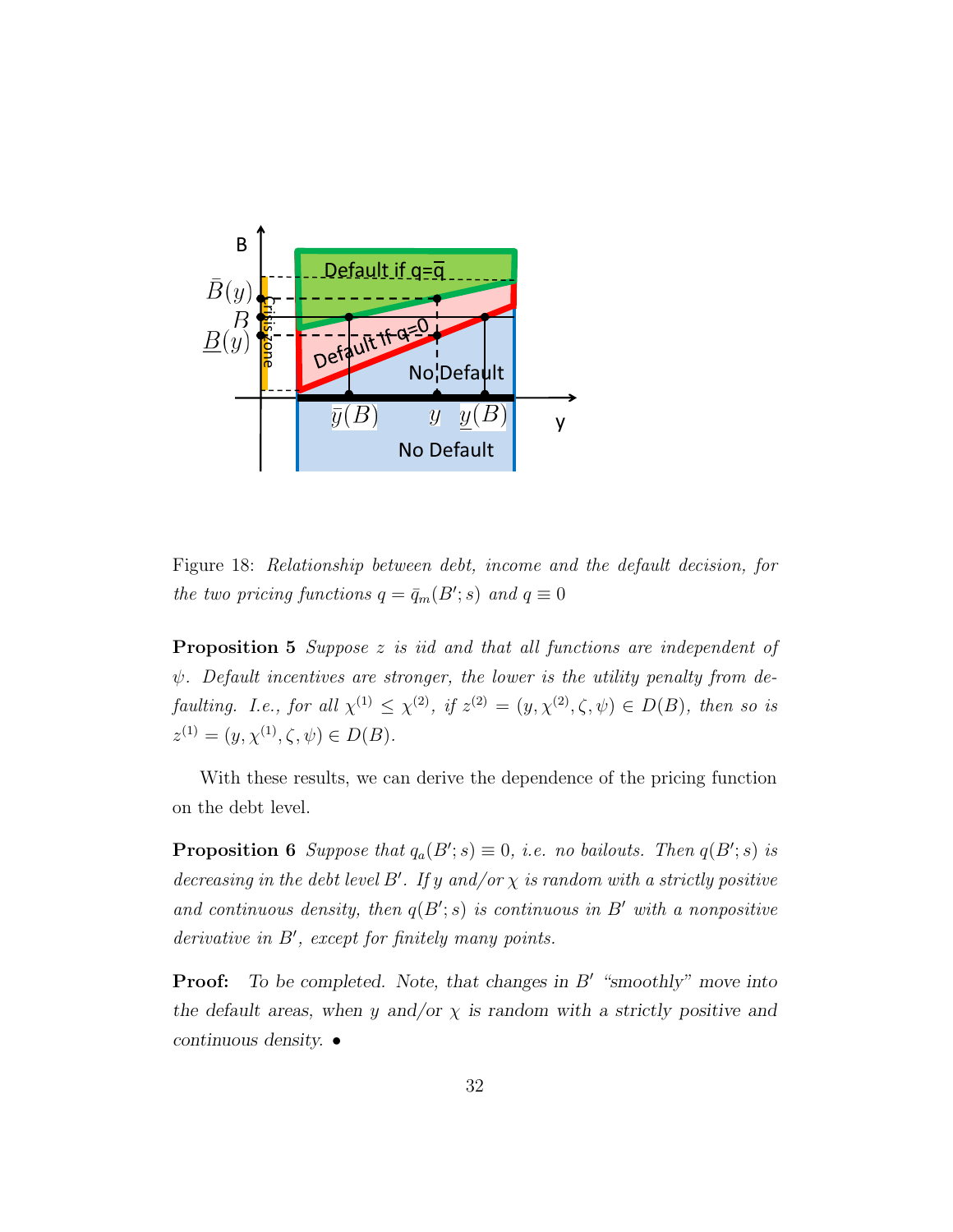Figure 18: *Relationship between debt, income and the default decision, for the two pricing functions $q = \bar{q}_m(B'; s)$ and $q \equiv 0$*

**Proposition 5** *Suppose $z$ is iid and that all functions are independent of $\psi$. Default incentives are stronger, the lower is the utility penalty from defaulting. I.e., for all $\chi^{(1)} \leq \chi^{(2)}$, if $z^{(2)} = (y, \chi^{(2)}, \zeta, \psi) \in D(B)$, then so is $z^{(1)} = (y, \chi^{(1)}, \zeta, \psi) \in D(B)$.*

With these results, we can derive the dependence of the pricing function on the debt level.

**Proposition 6** *Suppose that $q_a(B'; s) \equiv 0$, i.e. no bailouts. Then $q(B'; s)$ is decreasing in the debt level $B'$. If $y$ and/or $\chi$ is random with a strictly positive and continuous density, then $q(B'; s)$ is continuous in $B'$ with a nonpositive derivative in $B'$, except for finitely many points.*

**Proof:** *To be completed. Note, that changes in $B'$ "smoothly" move into the default areas, when $y$ and/or $\chi$ is random with a strictly positive and continuous density.* •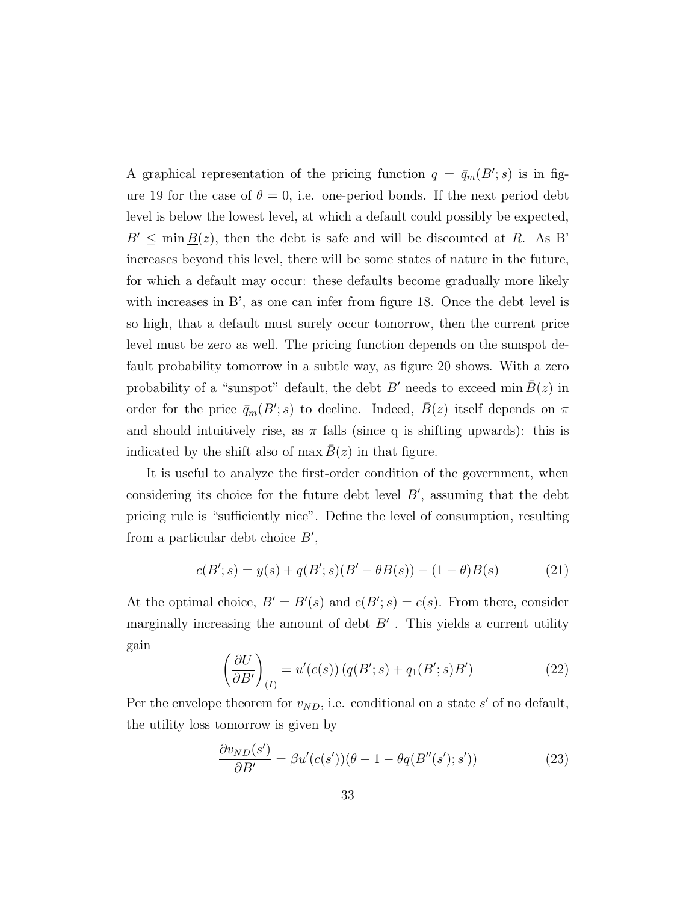A graphical representation of the pricing function $q = \bar{q}_m(B'; s)$ is in figure 19 for the case of $\theta = 0$, i.e. one-period bonds. If the next period debt level is below the lowest level, at which a default could possibly be expected, $B' \leq \min \underline{B}(z)$, then the debt is safe and will be discounted at $R$. As B' increases beyond this level, there will be some states of nature in the future, for which a default may occur: these defaults become gradually more likely with increases in B', as one can infer from figure 18. Once the debt level is so high, that a default must surely occur tomorrow, then the current price level must be zero as well. The pricing function depends on the sunspot default probability tomorrow in a subtle way, as figure 20 shows. With a zero probability of a "sunspot" default, the debt $B'$ needs to exceed $\min \bar{B}(z)$ in order for the price $\bar{q}_m(B'; s)$ to decline. Indeed, $\bar{B}(z)$ itself depends on $\pi$ and should intuitively rise, as $\pi$ falls (since q is shifting upwards): this is indicated by the shift also of $\max \bar{B}(z)$ in that figure.

It is useful to analyze the first-order condition of the government, when considering its choice for the future debt level $B'$, assuming that the debt pricing rule is "sufficiently nice". Define the level of consumption, resulting from a particular debt choice $B'$,

$$c(B'; s) = y(s) + q(B'; s)(B' - \theta B(s)) - (1 - \theta)B(s) \tag{21}$$

At the optimal choice, $B' = B'(s)$ and $c(B'; s) = c(s)$. From there, consider marginally increasing the amount of debt $B'$ . This yields a current utility gain

$$\left(\frac{\partial U}{\partial B'}\right)_{(I)} = u'(c(s)) \left(q(B'; s) + q_1(B'; s)B'\right) \tag{22}$$

Per the envelope theorem for $v_{ND}$, i.e. conditional on a state $s'$ of no default, the utility loss tomorrow is given by

$$\frac{\partial v_{ND}(s')}{\partial B'} = \beta u'(c(s'))(\theta - 1 - \theta q(B''(s'); s')) \tag{23}$$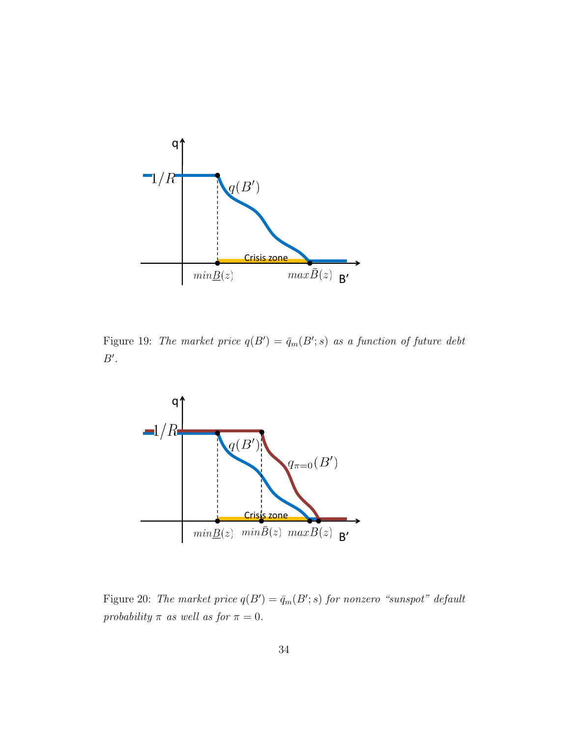Figure 19: *The market price $q(B') = \bar{q}_m(B'; s)$ as a function of future debt $B'$.*

Figure 20: *The market price $q(B') = \bar{q}_m(B'; s)$ for nonzero "sunspot" default probability $\pi$ as well as for $\pi = 0$.*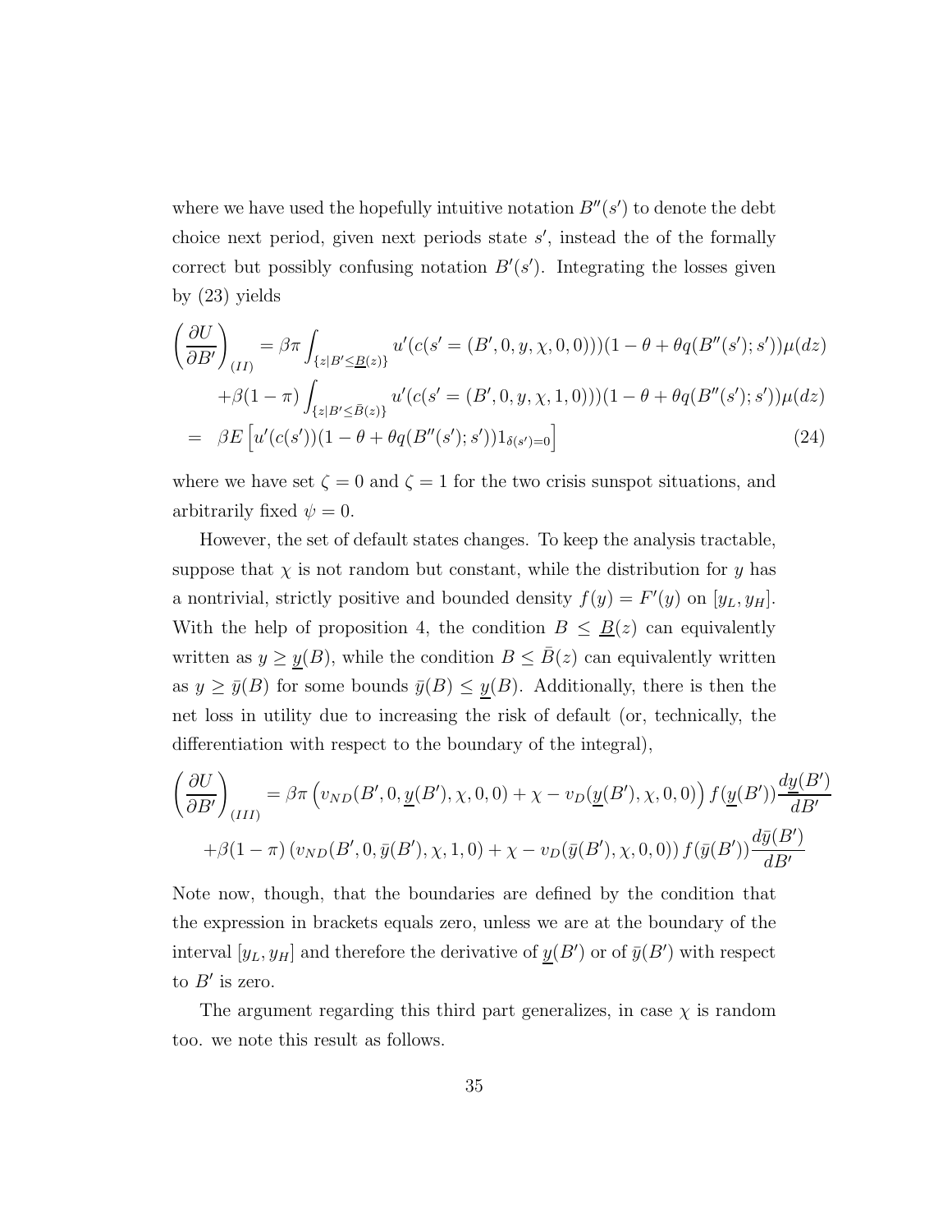where we have used the hopefully intuitive notation $B''(s')$ to denote the debt choice next period, given next periods state $s'$, instead the of the formally correct but possibly confusing notation $B'(s')$. Integrating the losses given by (23) yields

$$
\begin{aligned}
\left(\frac{\partial U}{\partial B'}\right)_{(II)} &= \beta\pi \int_{\{z | B' \leq \underline{B}(z)\}} u'(c(s' = (B', 0, y, \chi, 0, 0)))(1 - \theta + \theta q(B''(s'); s'))\mu(dz) \\
&\quad + \beta(1-\pi) \int_{\{z | B' \leq \bar{B}(z)\}} u'(c(s' = (B', 0, y, \chi, 1, 0)))(1 - \theta + \theta q(B''(s'); s'))\mu(dz) \\
&= \beta E\left[u'(c(s'))(1 - \theta + \theta q(B''(s'); s'))1_{\delta(s')=0}\right] \qquad (24)
\end{aligned}
$$

where we have set $\zeta = 0$ and $\zeta = 1$ for the two crisis sunspot situations, and arbitrarily fixed $\psi = 0$.

However, the set of default states changes. To keep the analysis tractable, suppose that $\chi$ is not random but constant, while the distribution for $y$ has a nontrivial, strictly positive and bounded density $f(y) = F'(y)$ on $[y_L, y_H]$. With the help of proposition 4, the condition $B \leq \underline{B}(z)$ can equivalently written as $y \geq \underline{y}(B)$, while the condition $B \leq \bar{B}(z)$ can equivalently written as $y \geq \bar{y}(B)$ for some bounds $\bar{y}(B) \leq \underline{y}(B)$. Additionally, there is then the net loss in utility due to increasing the risk of default (or, technically, the differentiation with respect to the boundary of the integral),

$$
\begin{aligned}
\left(\frac{\partial U}{\partial B'}\right)_{(III)} &= \beta\pi \left(v_{ND}(B', 0, \underline{y}(B'), \chi, 0, 0) + \chi - v_D(\underline{y}(B'), \chi, 0, 0)\right) f(\underline{y}(B'))\frac{d\underline{y}(B')}{dB'} \\
&\quad + \beta(1-\pi)\left(v_{ND}(B', 0, \bar{y}(B'), \chi, 1, 0) + \chi - v_D(\bar{y}(B'), \chi, 0, 0)\right) f(\bar{y}(B'))\frac{d\bar{y}(B')}{dB'}
\end{aligned}
$$

Note now, though, that the boundaries are defined by the condition that the expression in brackets equals zero, unless we are at the boundary of the interval $[y_L, y_H]$ and therefore the derivative of $\underline{y}(B')$ or of $\bar{y}(B')$ with respect to $B'$ is zero.

The argument regarding this third part generalizes, in case $\chi$ is random too. we note this result as follows.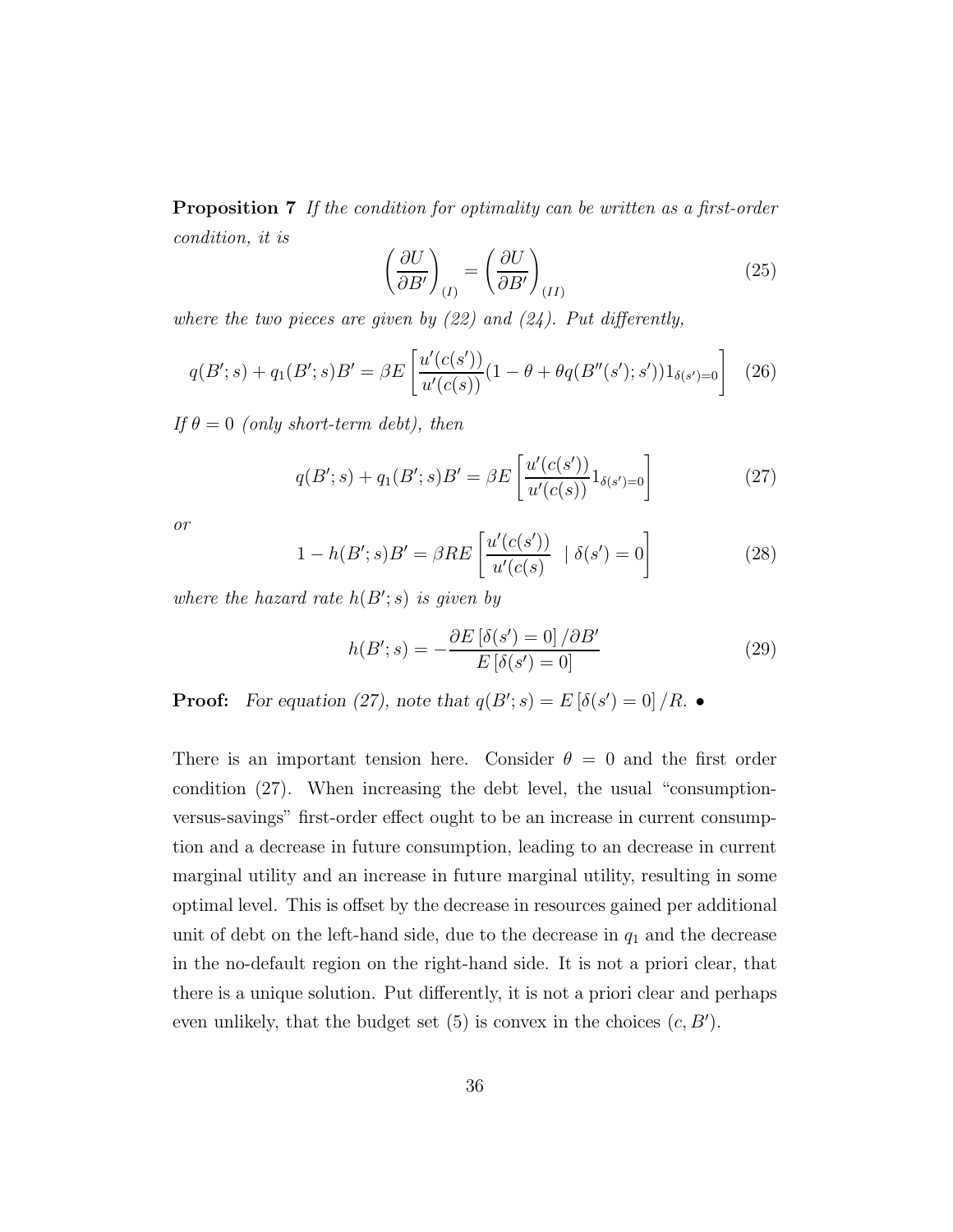**Proposition 7** *If the condition for optimality can be written as a first-order condition, it is*

$$\left( \frac{\partial U}{\partial B'} \right)_{(I)} = \left( \frac{\partial U}{\partial B'} \right)_{(II)} \tag{25}$$

*where the two pieces are given by (22) and (24). Put differently,*

$$q(B'; s) + q_1(B'; s)B' = \beta E \left[ \frac{u'(c(s'))}{u'(c(s))} (1 - \theta + \theta q(B''(s'); s')) 1_{\delta(s')=0} \right] \tag{26}$$

*If $\theta = 0$ (only short-term debt), then*

$$q(B'; s) + q_1(B'; s)B' = \beta E \left[ \frac{u'(c(s'))}{u'(c(s))} 1_{\delta(s')=0} \right] \tag{27}$$

*or*

$$1 - h(B'; s)B' = \beta R E \left[ \frac{u'(c(s'))}{u'(c(s)} \mid \delta(s') = 0 \right] \tag{28}$$

*where the hazard rate $h(B'; s)$ is given by*

$$h(B'; s) = -\frac{\partial E\left[\delta(s') = 0\right] / \partial B'}{E\left[\delta(s') = 0\right]} \tag{29}$$

**Proof:** *For equation (27), note that $q(B'; s) = E\left[\delta(s') = 0\right] / R$.* •

There is an important tension here. Consider $\theta = 0$ and the first order condition (27). When increasing the debt level, the usual "consumption-versus-savings" first-order effect ought to be an increase in current consumption and a decrease in future consumption, leading to an decrease in current marginal utility and an increase in future marginal utility, resulting in some optimal level. This is offset by the decrease in resources gained per additional unit of debt on the left-hand side, due to the decrease in $q_1$ and the decrease in the no-default region on the right-hand side. It is not a priori clear, that there is a unique solution. Put differently, it is not a priori clear and perhaps even unlikely, that the budget set (5) is convex in the choices $(c, B')$.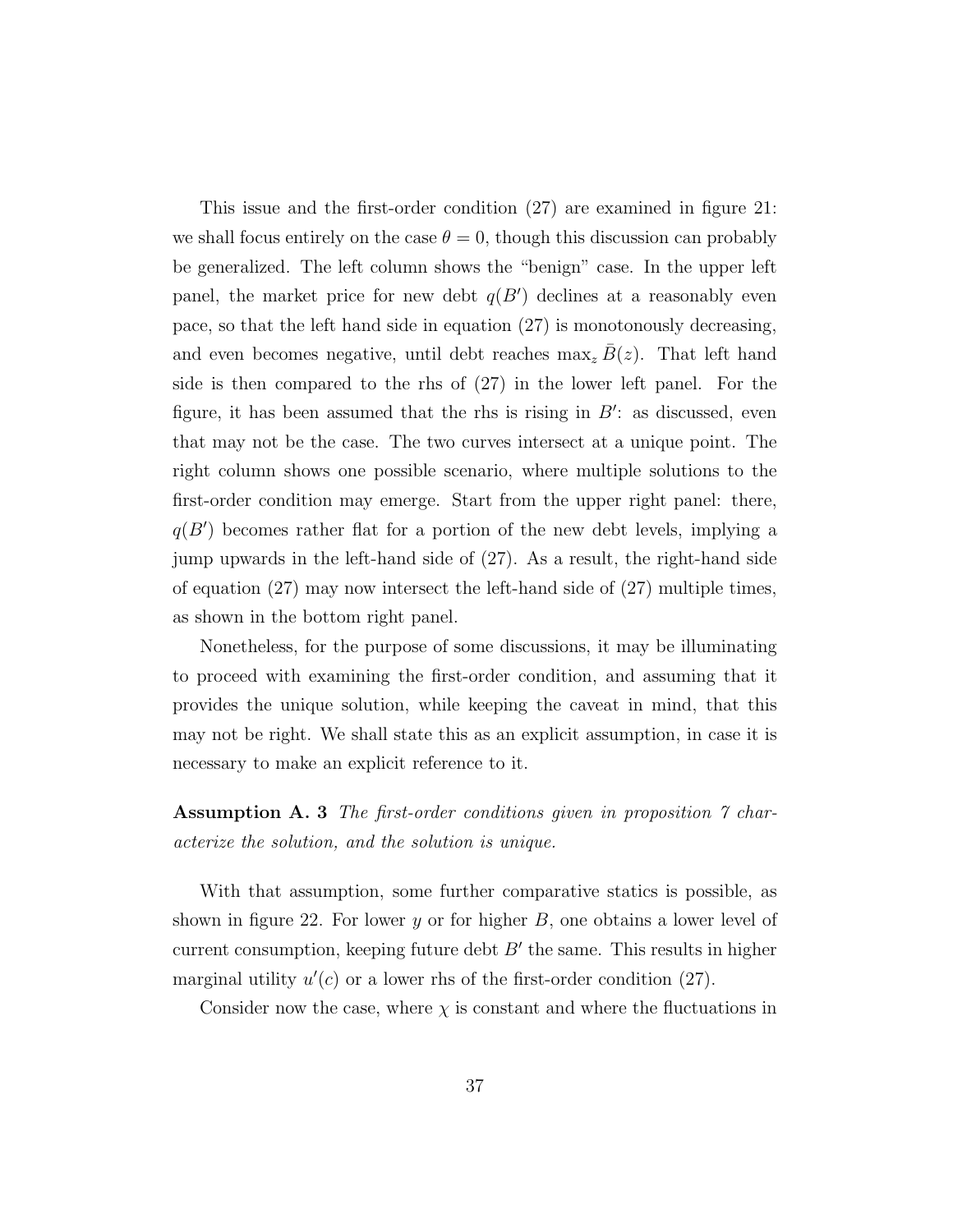This issue and the first-order condition (27) are examined in figure 21: we shall focus entirely on the case $\theta = 0$, though this discussion can probably be generalized. The left column shows the "benign" case. In the upper left panel, the market price for new debt $q(B')$ declines at a reasonably even pace, so that the left hand side in equation (27) is monotonously decreasing, and even becomes negative, until debt reaches $\max_z \bar{B}(z)$. That left hand side is then compared to the rhs of (27) in the lower left panel. For the figure, it has been assumed that the rhs is rising in $B'$: as discussed, even that may not be the case. The two curves intersect at a unique point. The right column shows one possible scenario, where multiple solutions to the first-order condition may emerge. Start from the upper right panel: there, $q(B')$ becomes rather flat for a portion of the new debt levels, implying a jump upwards in the left-hand side of (27). As a result, the right-hand side of equation (27) may now intersect the left-hand side of (27) multiple times, as shown in the bottom right panel.

Nonetheless, for the purpose of some discussions, it may be illuminating to proceed with examining the first-order condition, and assuming that it provides the unique solution, while keeping the caveat in mind, that this may not be right. We shall state this as an explicit assumption, in case it is necessary to make an explicit reference to it.

**Assumption A. 3** *The first-order conditions given in proposition 7 characterize the solution, and the solution is unique.*

With that assumption, some further comparative statics is possible, as shown in figure 22. For lower $y$ or for higher $B$, one obtains a lower level of current consumption, keeping future debt $B'$ the same. This results in higher marginal utility $u'(c)$ or a lower rhs of the first-order condition (27).

Consider now the case, where $\chi$ is constant and where the fluctuations in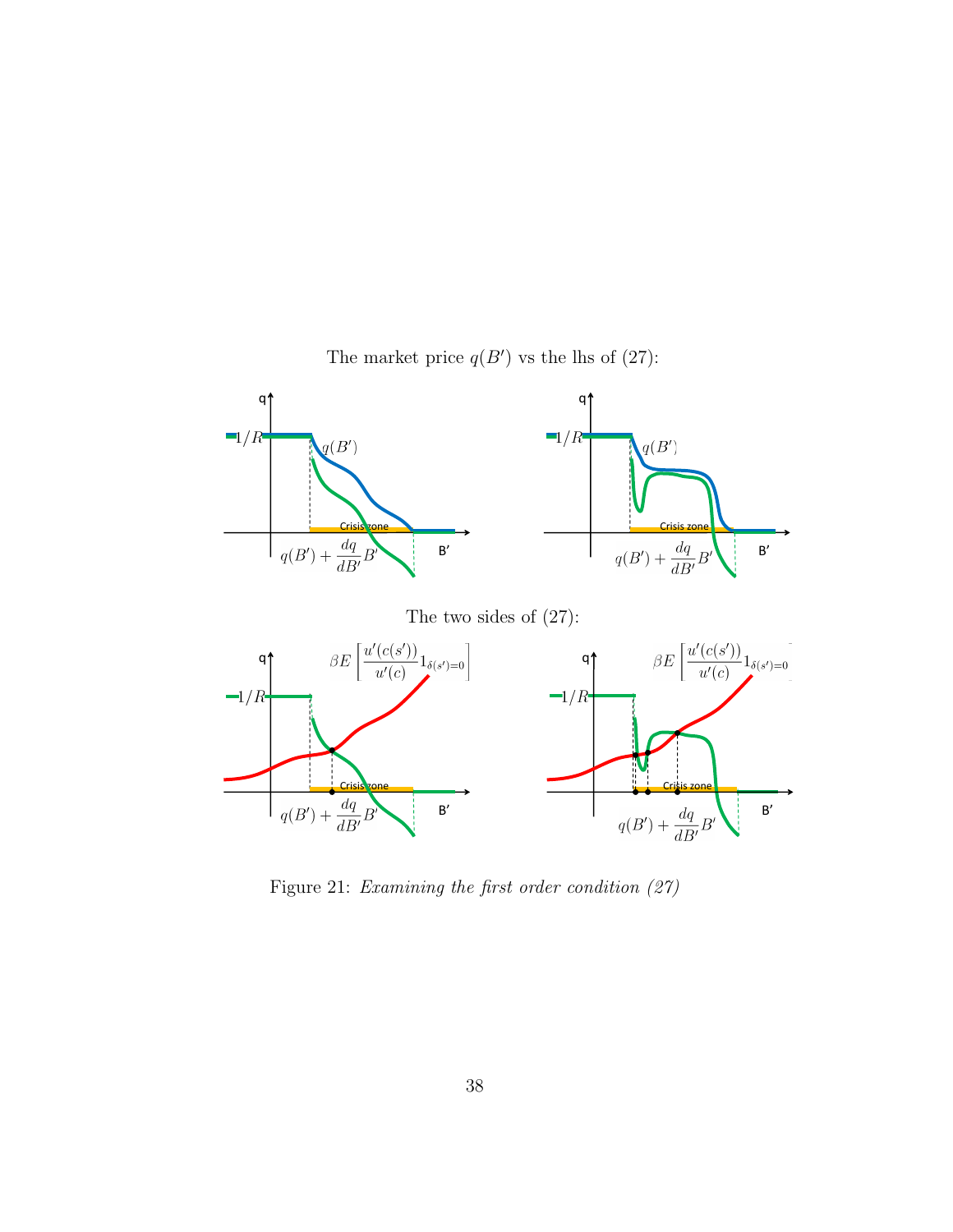The market price $q(B')$ vs the lhs of (27):

The two sides of (27):

Figure 21: *Examining the first order condition (27)*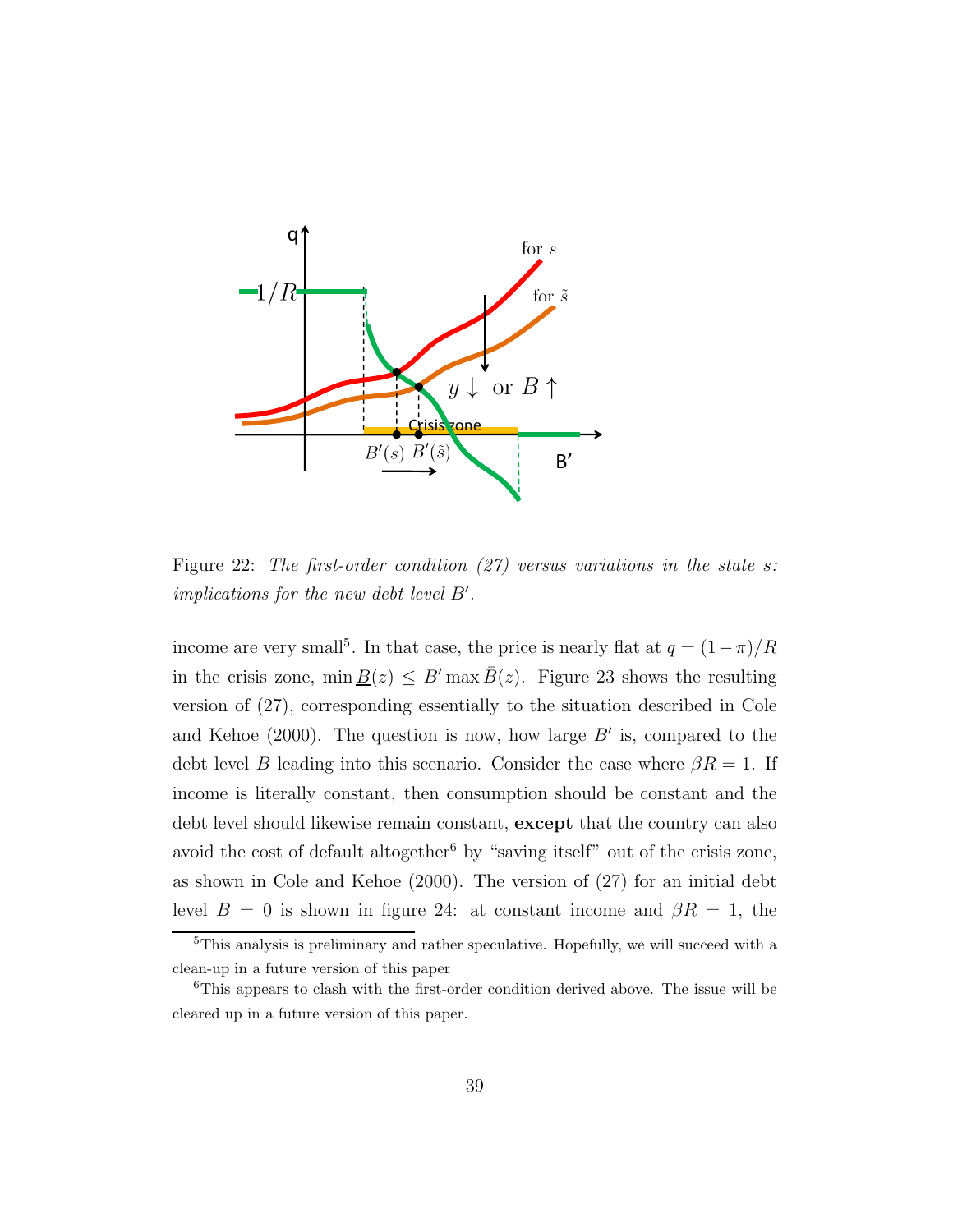Figure 22: *The first-order condition (27) versus variations in the state s: implications for the new debt level $B'$.*

income are very small[5]. In that case, the price is nearly flat at $q = (1-\pi)/R$ in the crisis zone, $\min \underline{B}(z) \leq B' \max \bar{B}(z)$. Figure 23 shows the resulting version of (27), corresponding essentially to the situation described in Cole and Kehoe (2000). The question is now, how large $B'$ is, compared to the debt level $B$ leading into this scenario. Consider the case where $\beta R = 1$. If income is literally constant, then consumption should be constant and the debt level should likewise remain constant, **except** that the country can also avoid the cost of default altogether[6] by "saving itself" out of the crisis zone, as shown in Cole and Kehoe (2000). The version of (27) for an initial debt level $B = 0$ is shown in figure 24: at constant income and $\beta R = 1$, the

[5] This analysis is preliminary and rather speculative. Hopefully, we will succeed with a clean-up in a future version of this paper

[6] This appears to clash with the first-order condition derived above. The issue will be cleared up in a future version of this paper.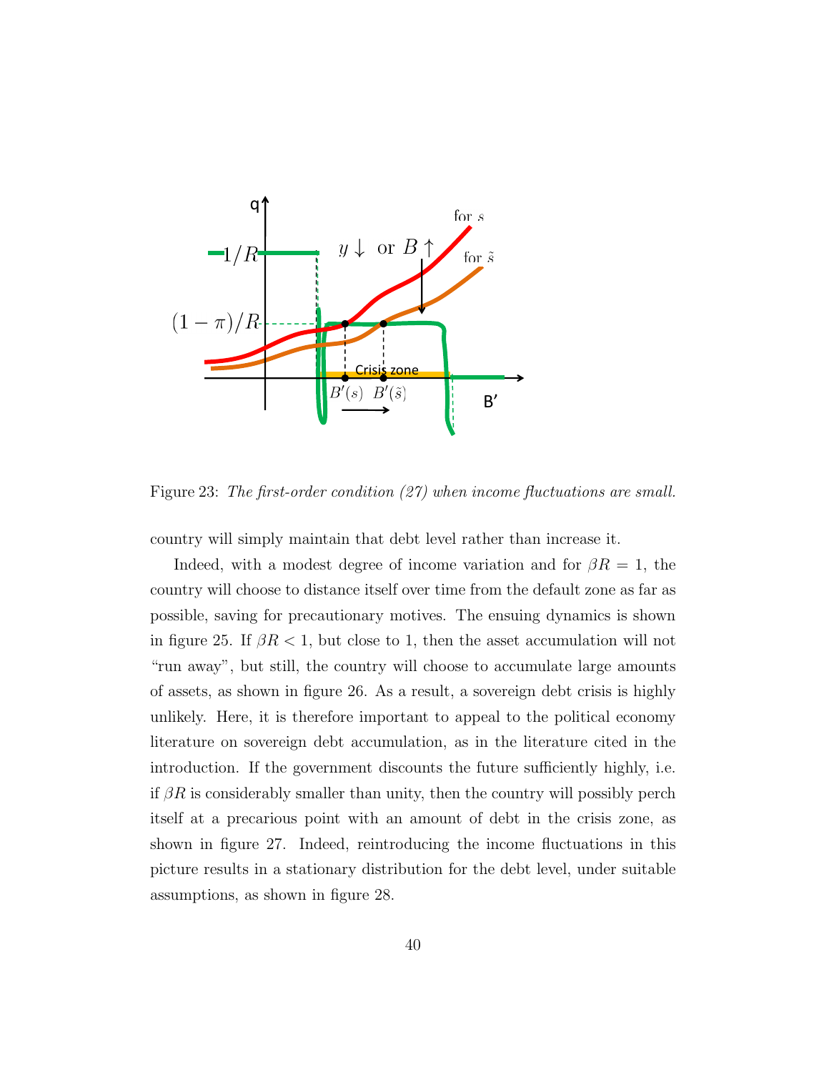Figure 23: *The first-order condition (27) when income fluctuations are small.*

country will simply maintain that debt level rather than increase it.

Indeed, with a modest degree of income variation and for $\beta R = 1$, the country will choose to distance itself over time from the default zone as far as possible, saving for precautionary motives. The ensuing dynamics is shown in figure 25. If $\beta R < 1$, but close to 1, then the asset accumulation will not "run away", but still, the country will choose to accumulate large amounts of assets, as shown in figure 26. As a result, a sovereign debt crisis is highly unlikely. Here, it is therefore important to appeal to the political economy literature on sovereign debt accumulation, as in the literature cited in the introduction. If the government discounts the future sufficiently highly, i.e. if $\beta R$ is considerably smaller than unity, then the country will possibly perch itself at a precarious point with an amount of debt in the crisis zone, as shown in figure 27. Indeed, reintroducing the income fluctuations in this picture results in a stationary distribution for the debt level, under suitable assumptions, as shown in figure 28.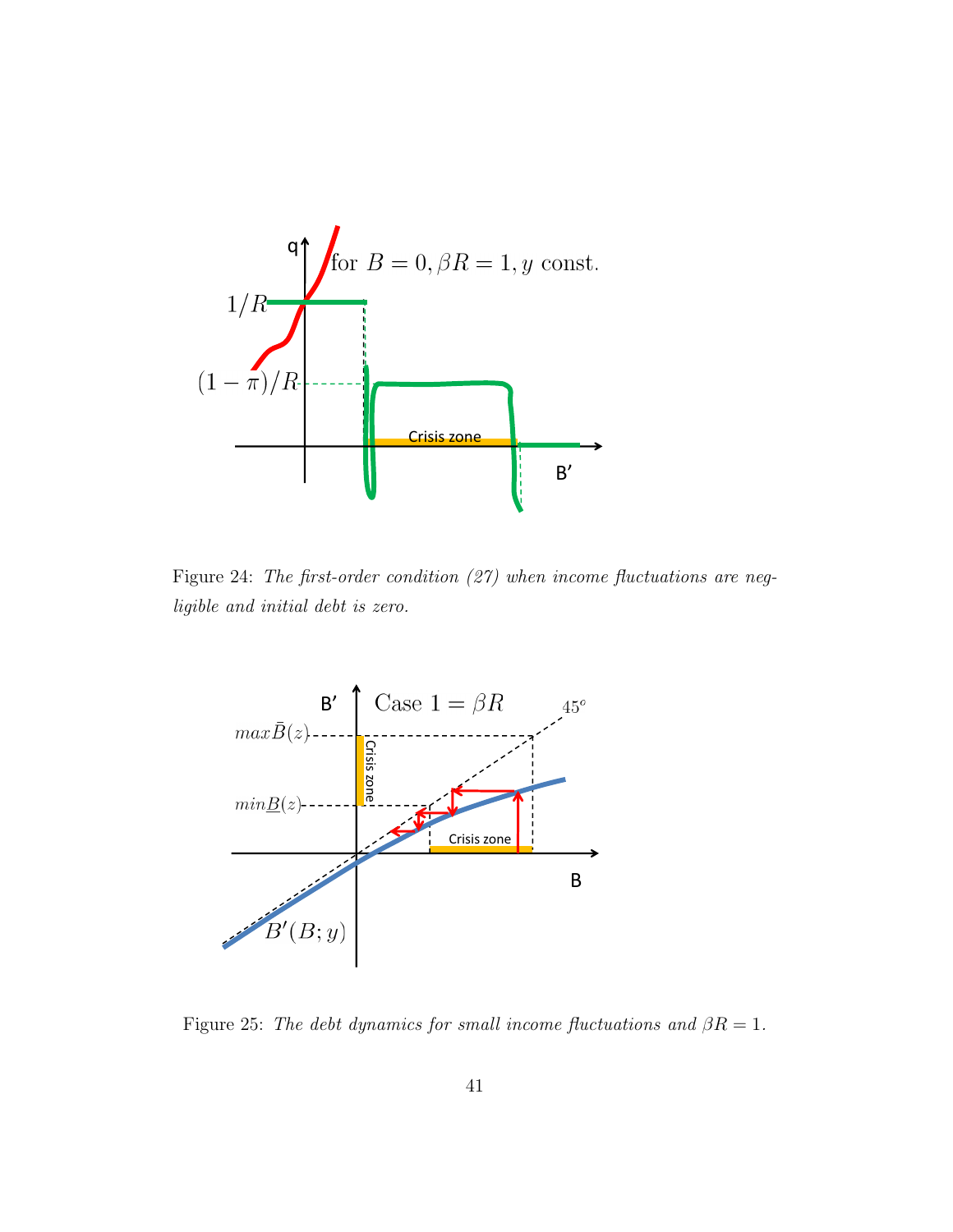Figure 24: *The first-order condition (27) when income fluctuations are negligible and initial debt is zero.*

Figure 25: *The debt dynamics for small income fluctuations and $\beta R = 1$.*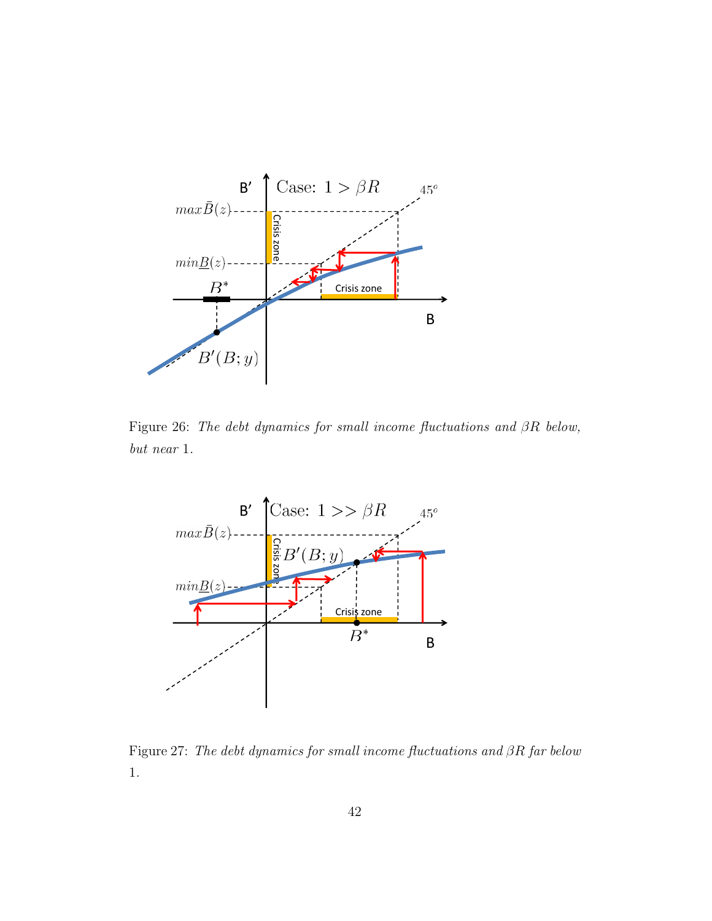Figure 26: *The debt dynamics for small income fluctuations and $\beta R$ below, but near* 1.

Figure 27: *The debt dynamics for small income fluctuations and $\beta R$ far below* 1.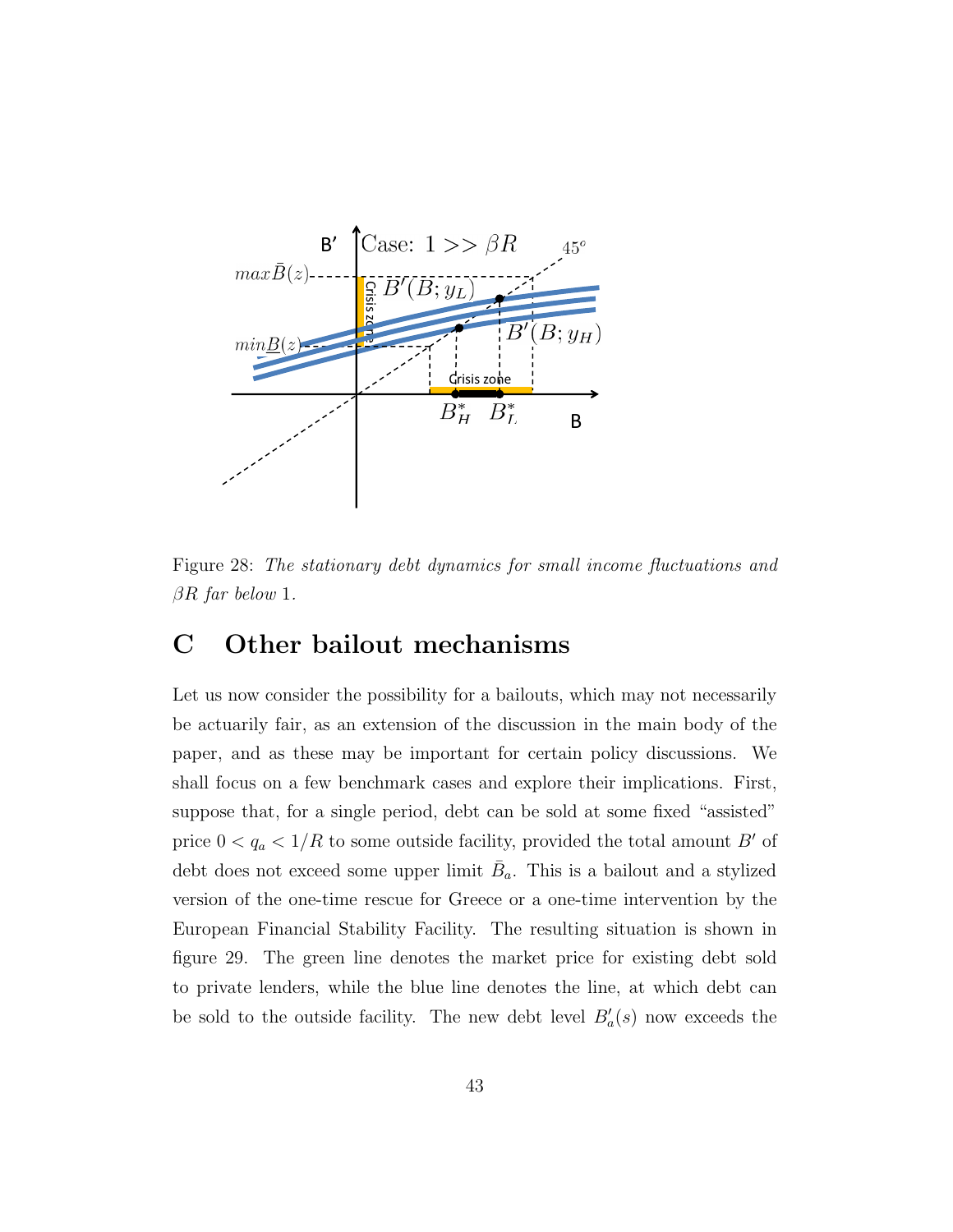Figure 28: *The stationary debt dynamics for small income fluctuations and $\beta R$ far below* 1.

# C Other bailout mechanisms

Let us now consider the possibility for a bailouts, which may not necessarily be actuarily fair, as an extension of the discussion in the main body of the paper, and as these may be important for certain policy discussions. We shall focus on a few benchmark cases and explore their implications. First, suppose that, for a single period, debt can be sold at some fixed "assisted" price $0 < q_a < 1/R$ to some outside facility, provided the total amount $B'$ of debt does not exceed some upper limit $\bar{B}_a$. This is a bailout and a stylized version of the one-time rescue for Greece or a one-time intervention by the European Financial Stability Facility. The resulting situation is shown in figure 29. The green line denotes the market price for existing debt sold to private lenders, while the blue line denotes the line, at which debt can be sold to the outside facility. The new debt level $B'_a(s)$ now exceeds the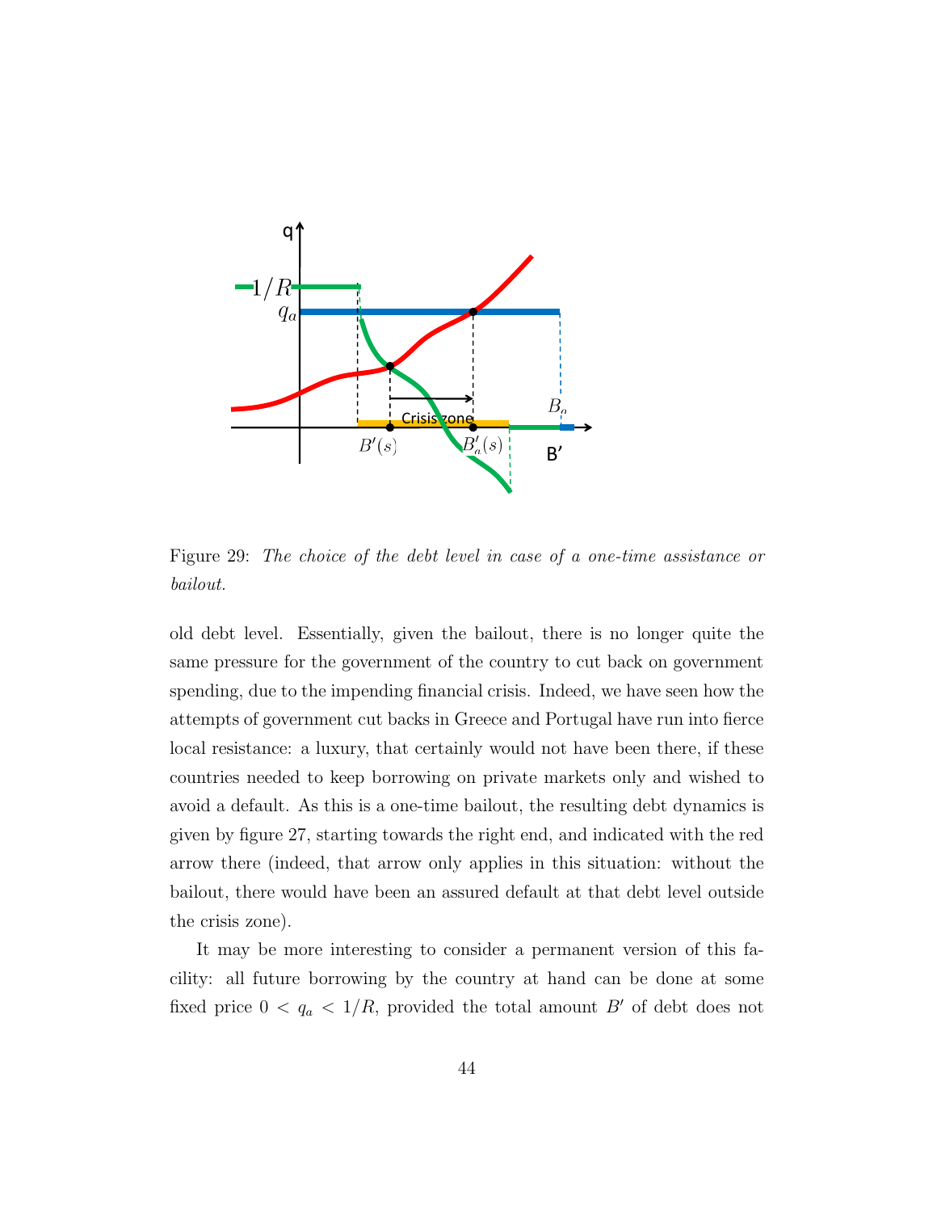Figure 29: *The choice of the debt level in case of a one-time assistance or bailout.*

old debt level. Essentially, given the bailout, there is no longer quite the same pressure for the government of the country to cut back on government spending, due to the impending financial crisis. Indeed, we have seen how the attempts of government cut backs in Greece and Portugal have run into fierce local resistance: a luxury, that certainly would not have been there, if these countries needed to keep borrowing on private markets only and wished to avoid a default. As this is a one-time bailout, the resulting debt dynamics is given by figure 27, starting towards the right end, and indicated with the red arrow there (indeed, that arrow only applies in this situation: without the bailout, there would have been an assured default at that debt level outside the crisis zone).

It may be more interesting to consider a permanent version of this facility: all future borrowing by the country at hand can be done at some fixed price $0 < q_a < 1/R$, provided the total amount $B'$ of debt does not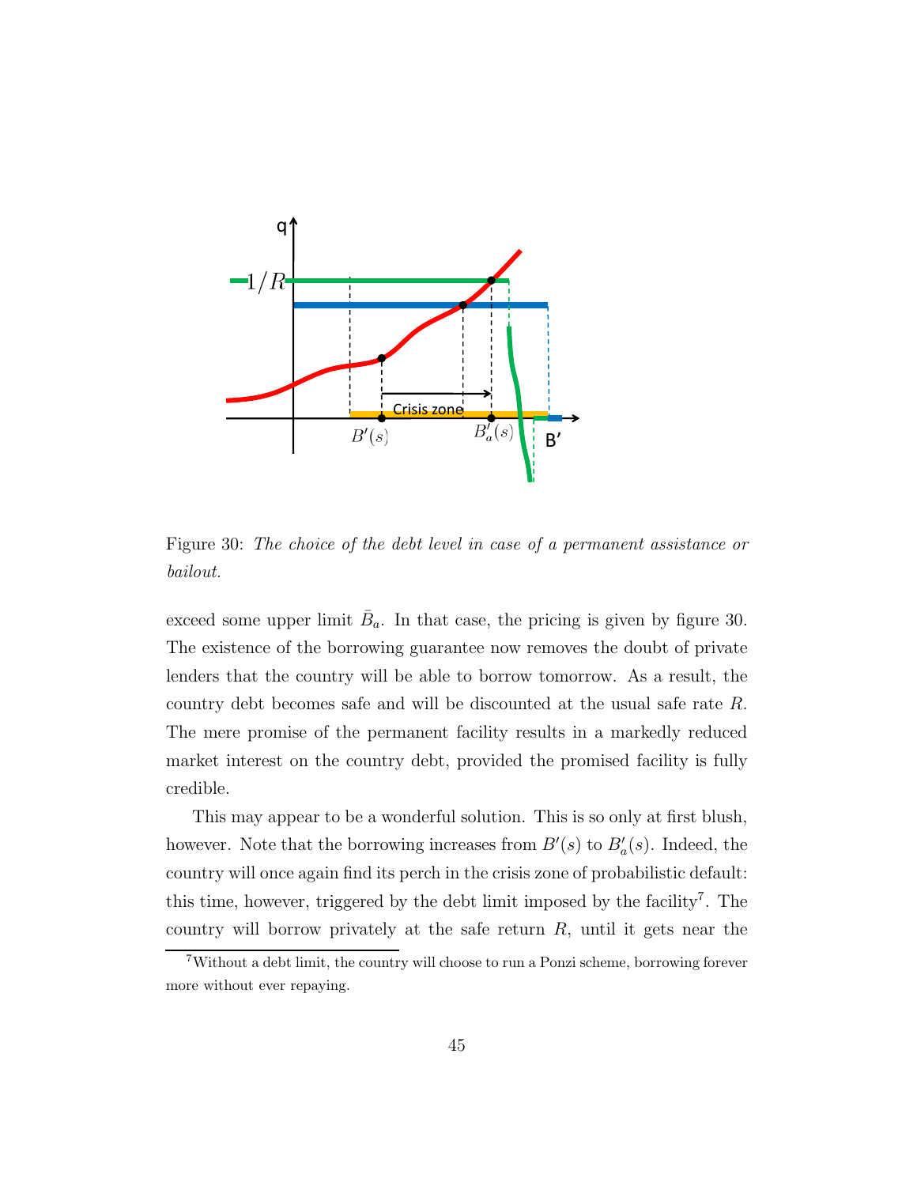Figure 30: *The choice of the debt level in case of a permanent assistance or bailout.*

exceed some upper limit $\bar{B}_a$. In that case, the pricing is given by figure 30. The existence of the borrowing guarantee now removes the doubt of private lenders that the country will be able to borrow tomorrow. As a result, the country debt becomes safe and will be discounted at the usual safe rate $R$. The mere promise of the permanent facility results in a markedly reduced market interest on the country debt, provided the promised facility is fully credible.

This may appear to be a wonderful solution. This is so only at first blush, however. Note that the borrowing increases from $B'(s)$ to $B'_a(s)$. Indeed, the country will once again find its perch in the crisis zone of probabilistic default: this time, however, triggered by the debt limit imposed by the facility[7]. The country will borrow privately at the safe return $R$, until it gets near the

[7] Without a debt limit, the country will choose to run a Ponzi scheme, borrowing forever more without ever repaying.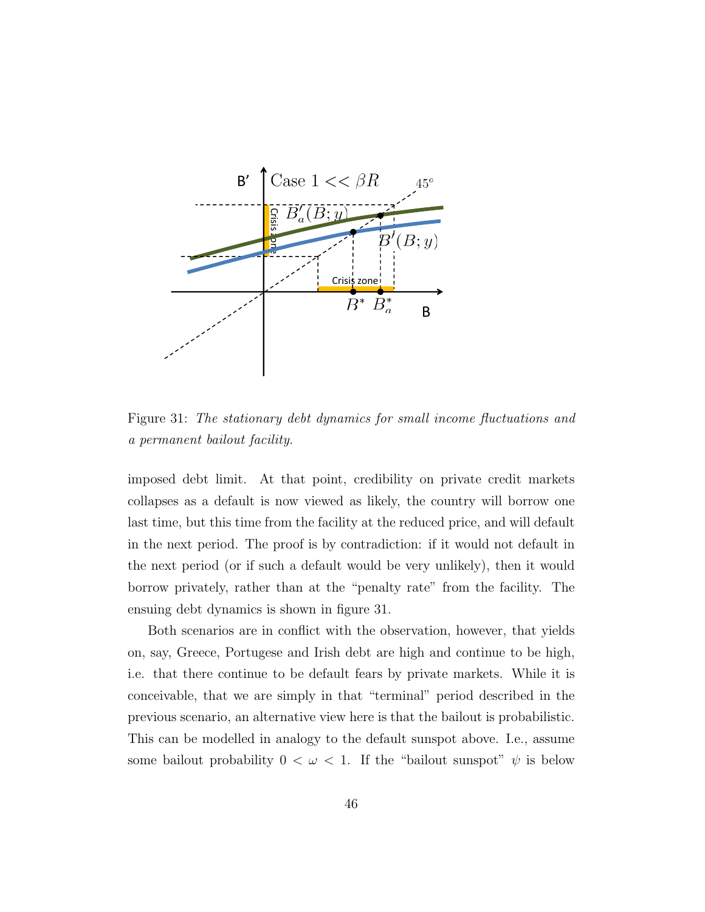Figure 31: *The stationary debt dynamics for small income fluctuations and a permanent bailout facility.*

imposed debt limit. At that point, credibility on private credit markets collapses as a default is now viewed as likely, the country will borrow one last time, but this time from the facility at the reduced price, and will default in the next period. The proof is by contradiction: if it would not default in the next period (or if such a default would be very unlikely), then it would borrow privately, rather than at the "penalty rate" from the facility. The ensuing debt dynamics is shown in figure 31.

Both scenarios are in conflict with the observation, however, that yields on, say, Greece, Portugese and Irish debt are high and continue to be high, i.e. that there continue to be default fears by private markets. While it is conceivable, that we are simply in that "terminal" period described in the previous scenario, an alternative view here is that the bailout is probabilistic. This can be modelled in analogy to the default sunspot above. I.e., assume some bailout probability $0 < \omega < 1$. If the "bailout sunspot" $\psi$ is below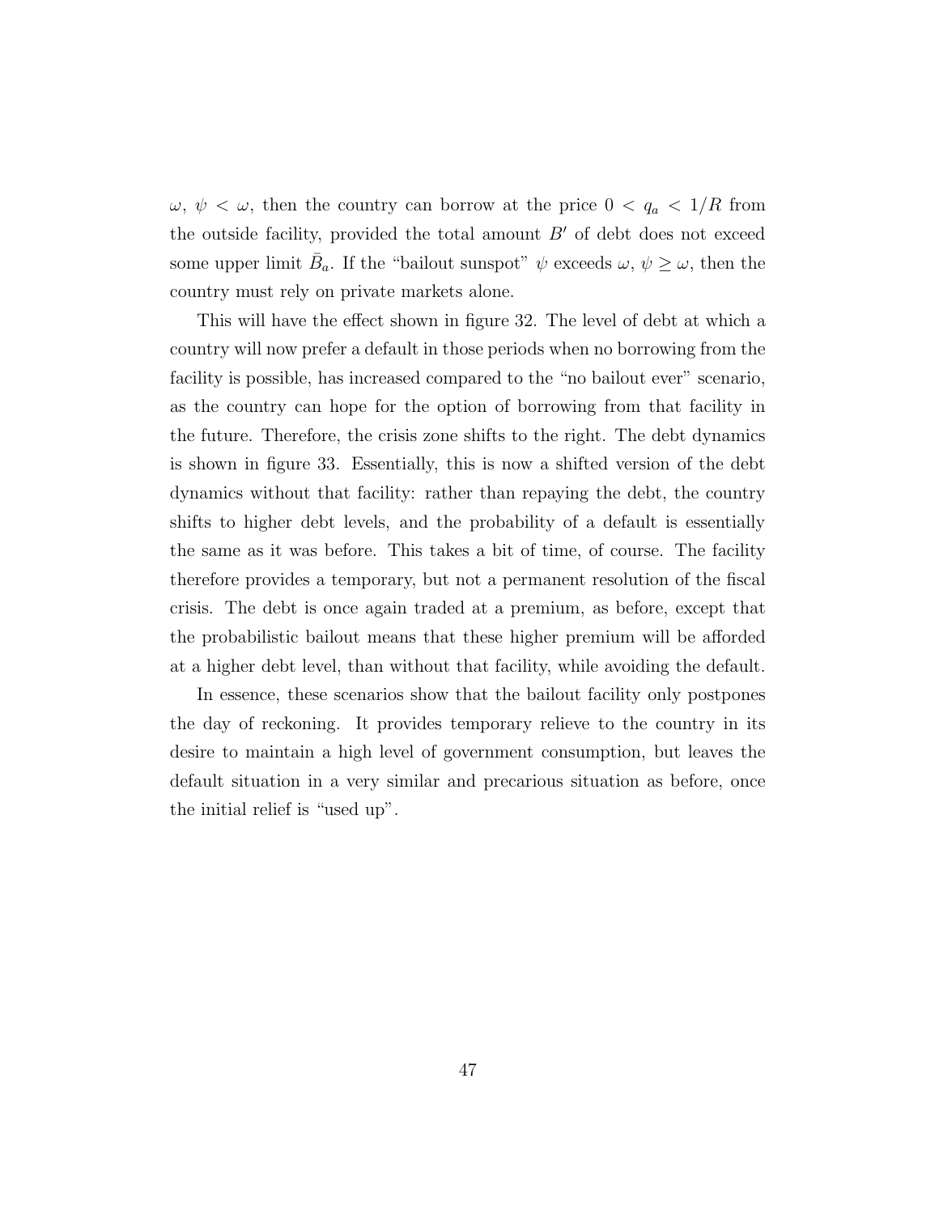$\omega$, $\psi < \omega$, then the country can borrow at the price $0 < q_a < 1/R$ from the outside facility, provided the total amount $B'$ of debt does not exceed some upper limit $\bar{B}_a$. If the "bailout sunspot" $\psi$ exceeds $\omega$, $\psi \geq \omega$, then the country must rely on private markets alone.

This will have the effect shown in figure 32. The level of debt at which a country will now prefer a default in those periods when no borrowing from the facility is possible, has increased compared to the "no bailout ever" scenario, as the country can hope for the option of borrowing from that facility in the future. Therefore, the crisis zone shifts to the right. The debt dynamics is shown in figure 33. Essentially, this is now a shifted version of the debt dynamics without that facility: rather than repaying the debt, the country shifts to higher debt levels, and the probability of a default is essentially the same as it was before. This takes a bit of time, of course. The facility therefore provides a temporary, but not a permanent resolution of the fiscal crisis. The debt is once again traded at a premium, as before, except that the probabilistic bailout means that these higher premium will be afforded at a higher debt level, than without that facility, while avoiding the default.

In essence, these scenarios show that the bailout facility only postpones the day of reckoning. It provides temporary relieve to the country in its desire to maintain a high level of government consumption, but leaves the default situation in a very similar and precarious situation as before, once the initial relief is "used up".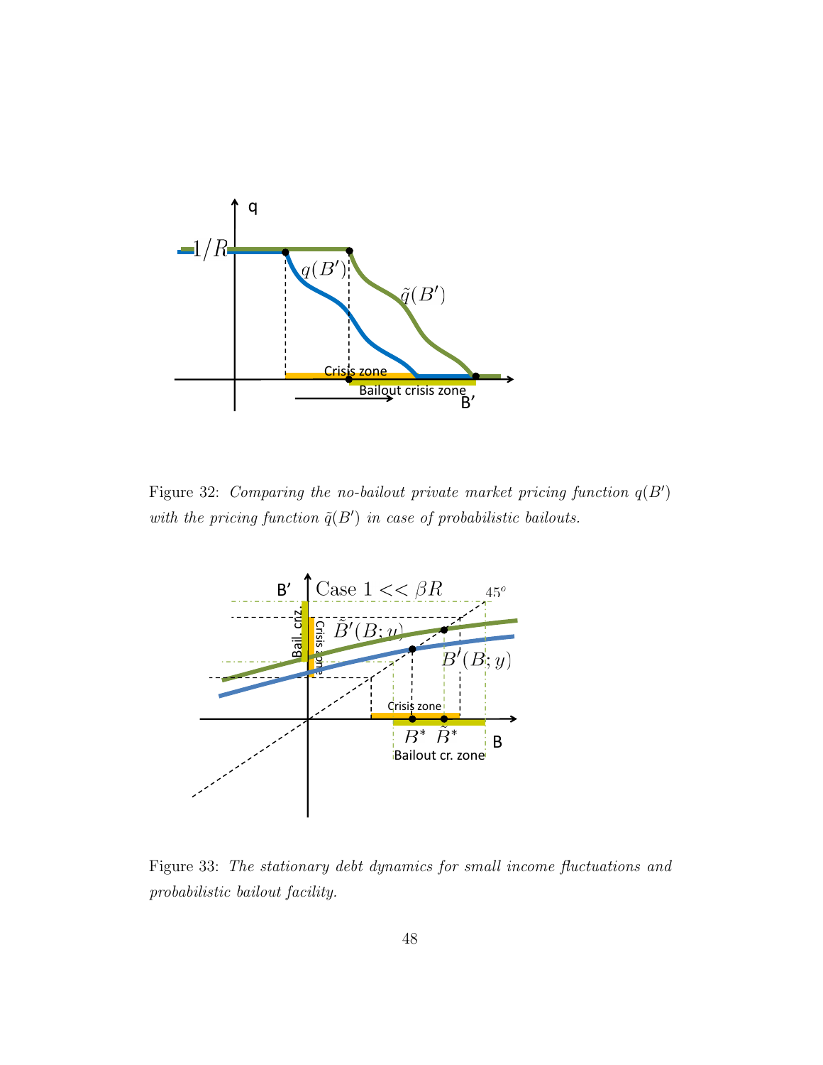q

$1/R$

$q(B')$

$\tilde{q}(B')$

Crisis zone

Bailout crisis zone

B'

Figure 32: *Comparing the no-bailout private market pricing function $q(B')$ with the pricing function $\tilde{q}(B')$ in case of probabilistic bailouts.*

B'

Case $1 << \beta R$

$45^o$

Bail. criz.

Crisis zone

$\tilde{B}'(B;y)$

$B'(B;y)$

Crisis zone

$B^*$ $\tilde{B}^*$

B

Bailout cr. zone

Figure 33: *The stationary debt dynamics for small income fluctuations and probabilistic bailout facility.*